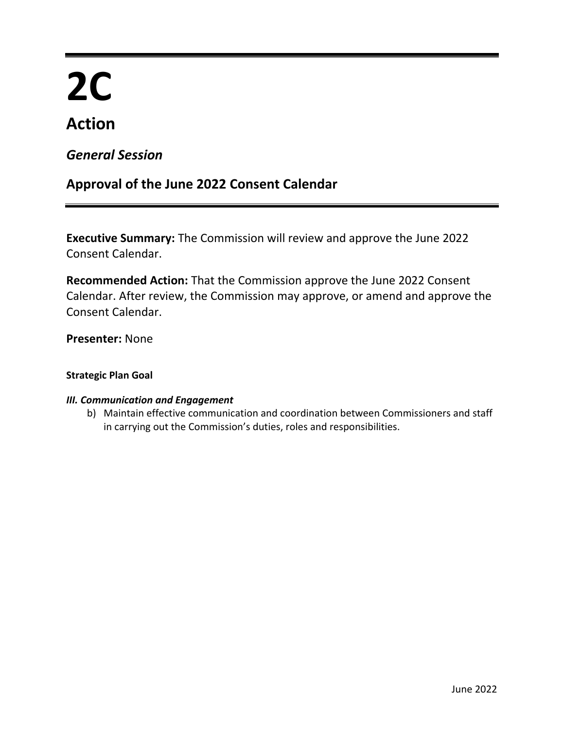# 2C

## Action

### *General Session*

### Approval of the June 2022 Consent Calendar

**Executive Summary:** The Commission will review and approve the June 2022 Consent Calendar.

**Recommended Action:** That the Commission approve the June 2022 Consent Calendar. After review, the Commission may approve, or amend and approve the Consent Calendar.

**Presenter:** None

**Strategic Plan Goal**

***III. Communication and Engagement***

b) Maintain effective communication and coordination between Commissioners and staff in carrying out the Commission's duties, roles and responsibilities.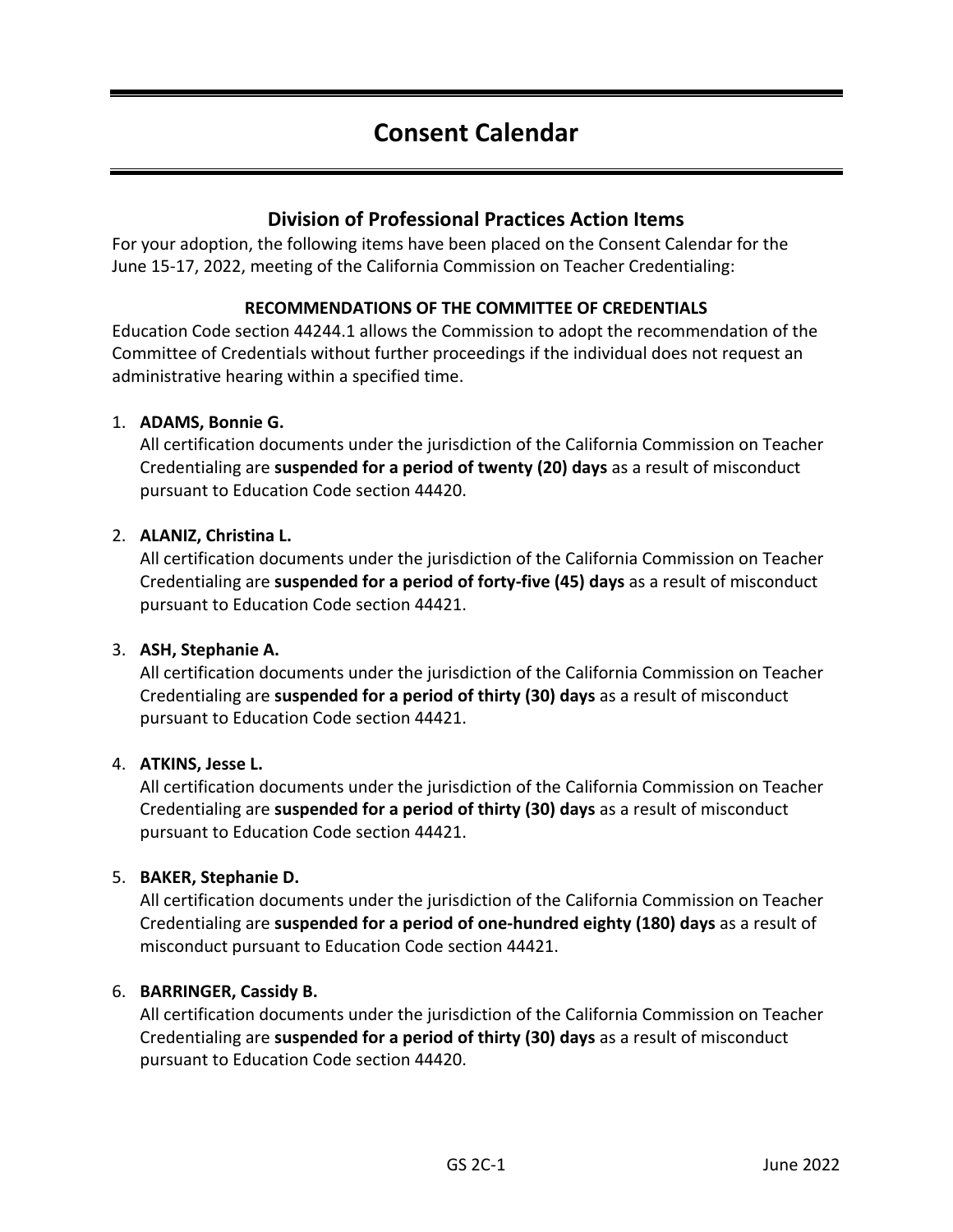# Consent Calendar

## Division of Professional Practices Action Items

For your adoption, the following items have been placed on the Consent Calendar for the June 15-17, 2022, meeting of the California Commission on Teacher Credentialing:

**RECOMMENDATIONS OF THE COMMITTEE OF CREDENTIALS**

Education Code section 44244.1 allows the Commission to adopt the recommendation of the Committee of Credentials without further proceedings if the individual does not request an administrative hearing within a specified time.

1. **ADAMS, Bonnie G.**
   All certification documents under the jurisdiction of the California Commission on Teacher Credentialing are **suspended for a period of twenty (20) days** as a result of misconduct pursuant to Education Code section 44420.

2. **ALANIZ, Christina L.**
   All certification documents under the jurisdiction of the California Commission on Teacher Credentialing are **suspended for a period of forty-five (45) days** as a result of misconduct pursuant to Education Code section 44421.

3. **ASH, Stephanie A.**
   All certification documents under the jurisdiction of the California Commission on Teacher Credentialing are **suspended for a period of thirty (30) days** as a result of misconduct pursuant to Education Code section 44421.

4. **ATKINS, Jesse L.**
   All certification documents under the jurisdiction of the California Commission on Teacher Credentialing are **suspended for a period of thirty (30) days** as a result of misconduct pursuant to Education Code section 44421.

5. **BAKER, Stephanie D.**
   All certification documents under the jurisdiction of the California Commission on Teacher Credentialing are **suspended for a period of one-hundred eighty (180) days** as a result of misconduct pursuant to Education Code section 44421.

6. **BARRINGER, Cassidy B.**
   All certification documents under the jurisdiction of the California Commission on Teacher Credentialing are **suspended for a period of thirty (30) days** as a result of misconduct pursuant to Education Code section 44420.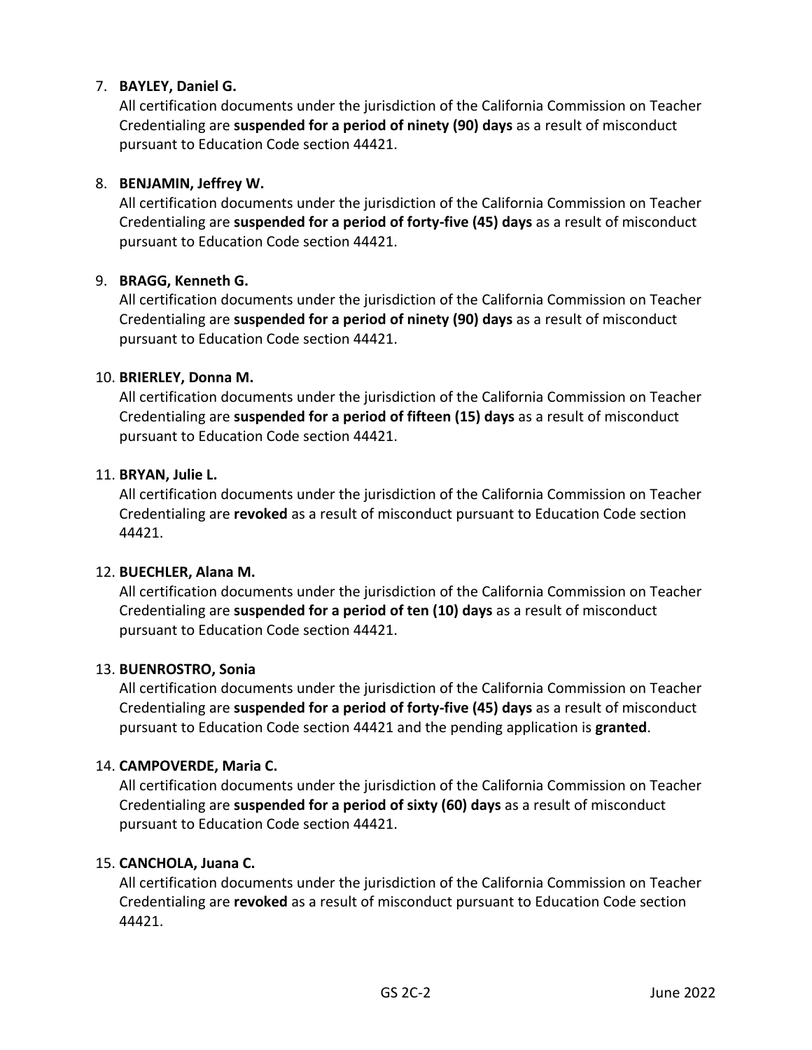7. **BAYLEY, Daniel G.**
   All certification documents under the jurisdiction of the California Commission on Teacher Credentialing are **suspended for a period of ninety (90) days** as a result of misconduct pursuant to Education Code section 44421.

8. **BENJAMIN, Jeffrey W.**
   All certification documents under the jurisdiction of the California Commission on Teacher Credentialing are **suspended for a period of forty-five (45) days** as a result of misconduct pursuant to Education Code section 44421.

9. **BRAGG, Kenneth G.**
   All certification documents under the jurisdiction of the California Commission on Teacher Credentialing are **suspended for a period of ninety (90) days** as a result of misconduct pursuant to Education Code section 44421.

10. **BRIERLEY, Donna M.**
    All certification documents under the jurisdiction of the California Commission on Teacher Credentialing are **suspended for a period of fifteen (15) days** as a result of misconduct pursuant to Education Code section 44421.

11. **BRYAN, Julie L.**
    All certification documents under the jurisdiction of the California Commission on Teacher Credentialing are **revoked** as a result of misconduct pursuant to Education Code section 44421.

12. **BUECHLER, Alana M.**
    All certification documents under the jurisdiction of the California Commission on Teacher Credentialing are **suspended for a period of ten (10) days** as a result of misconduct pursuant to Education Code section 44421.

13. **BUENROSTRO, Sonia**
    All certification documents under the jurisdiction of the California Commission on Teacher Credentialing are **suspended for a period of forty-five (45) days** as a result of misconduct pursuant to Education Code section 44421 and the pending application is **granted**.

14. **CAMPOVERDE, Maria C.**
    All certification documents under the jurisdiction of the California Commission on Teacher Credentialing are **suspended for a period of sixty (60) days** as a result of misconduct pursuant to Education Code section 44421.

15. **CANCHOLA, Juana C.**
    All certification documents under the jurisdiction of the California Commission on Teacher Credentialing are **revoked** as a result of misconduct pursuant to Education Code section 44421.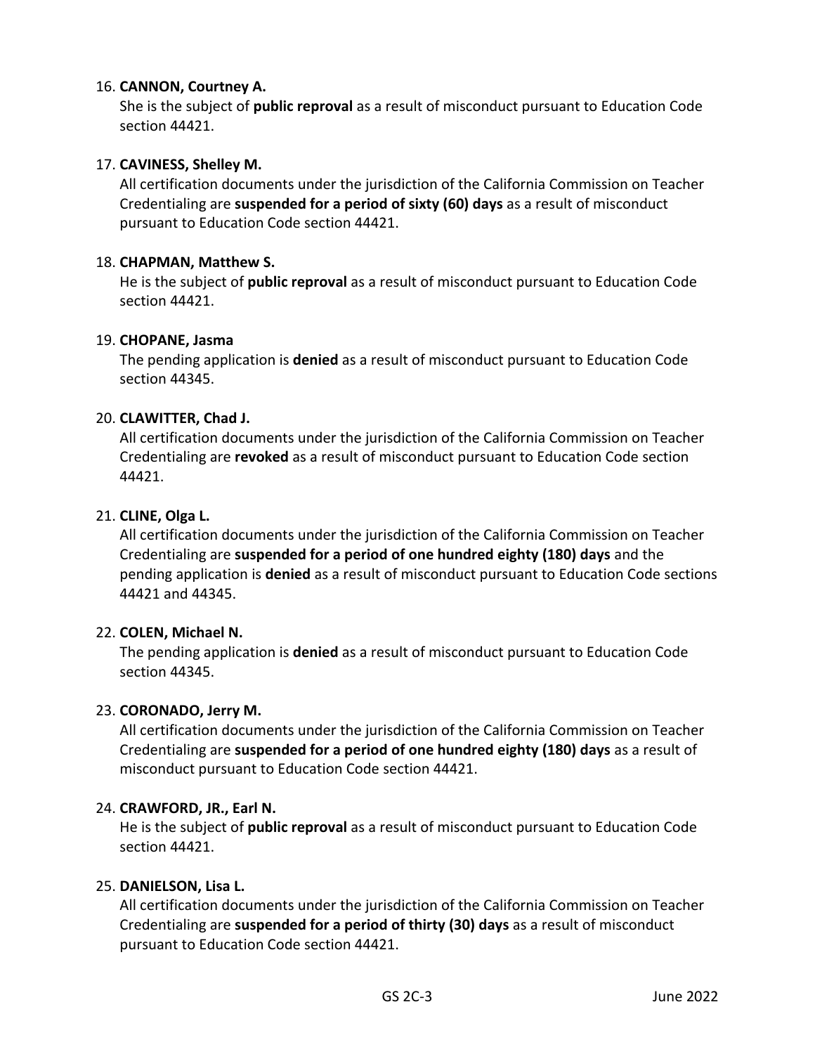16. **CANNON, Courtney A.**
    She is the subject of **public reproval** as a result of misconduct pursuant to Education Code section 44421.

17. **CAVINESS, Shelley M.**
    All certification documents under the jurisdiction of the California Commission on Teacher Credentialing are **suspended for a period of sixty (60) days** as a result of misconduct pursuant to Education Code section 44421.

18. **CHAPMAN, Matthew S.**
    He is the subject of **public reproval** as a result of misconduct pursuant to Education Code section 44421.

19. **CHOPANE, Jasma**
    The pending application is **denied** as a result of misconduct pursuant to Education Code section 44345.

20. **CLAWITTER, Chad J.**
    All certification documents under the jurisdiction of the California Commission on Teacher Credentialing are **revoked** as a result of misconduct pursuant to Education Code section 44421.

21. **CLINE, Olga L.**
    All certification documents under the jurisdiction of the California Commission on Teacher Credentialing are **suspended for a period of one hundred eighty (180) days** and the pending application is **denied** as a result of misconduct pursuant to Education Code sections 44421 and 44345.

22. **COLEN, Michael N.**
    The pending application is **denied** as a result of misconduct pursuant to Education Code section 44345.

23. **CORONADO, Jerry M.**
    All certification documents under the jurisdiction of the California Commission on Teacher Credentialing are **suspended for a period of one hundred eighty (180) days** as a result of misconduct pursuant to Education Code section 44421.

24. **CRAWFORD, JR., Earl N.**
    He is the subject of **public reproval** as a result of misconduct pursuant to Education Code section 44421.

25. **DANIELSON, Lisa L.**
    All certification documents under the jurisdiction of the California Commission on Teacher Credentialing are **suspended for a period of thirty (30) days** as a result of misconduct pursuant to Education Code section 44421.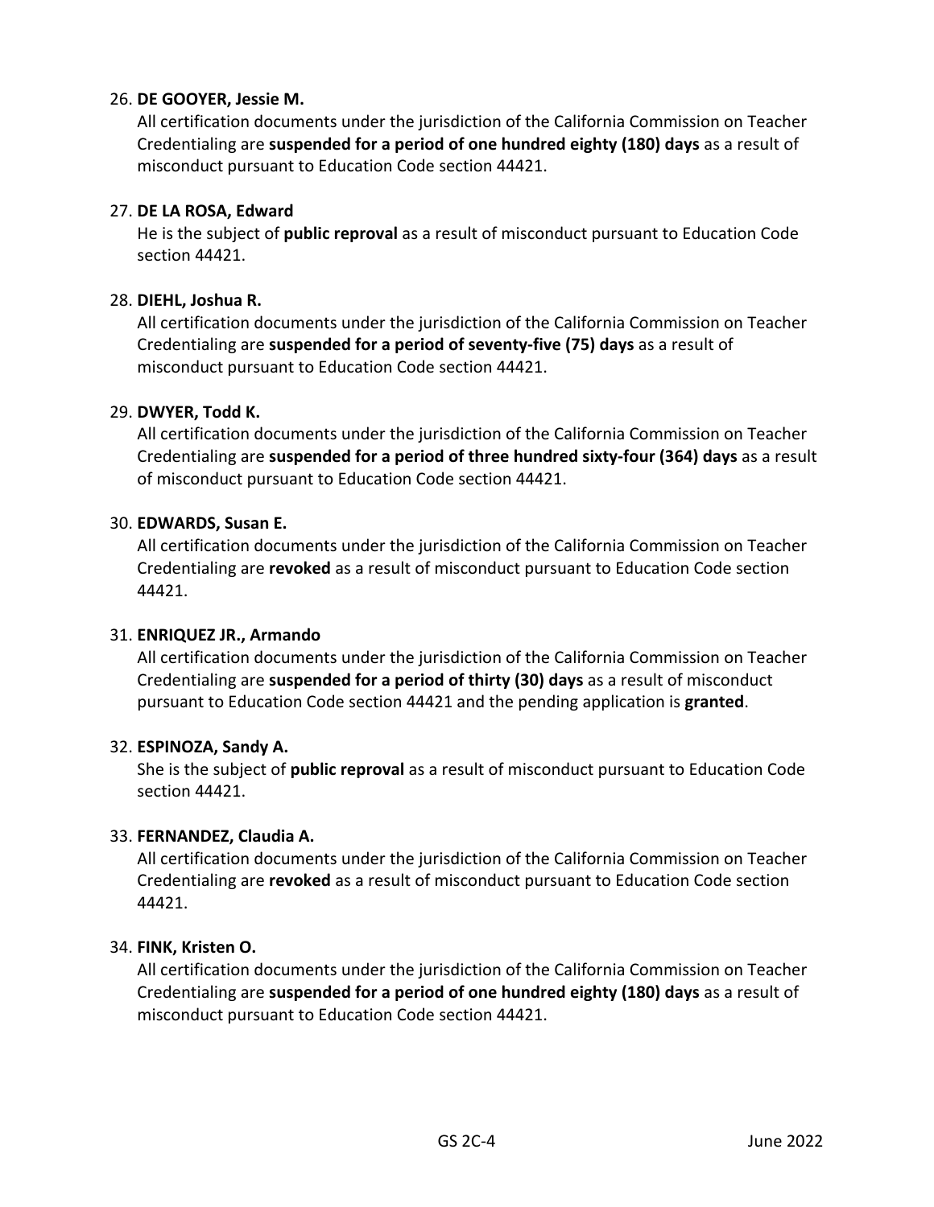26. **DE GOOYER, Jessie M.**
    All certification documents under the jurisdiction of the California Commission on Teacher Credentialing are **suspended for a period of one hundred eighty (180) days** as a result of misconduct pursuant to Education Code section 44421.

27. **DE LA ROSA, Edward**
    He is the subject of **public reproval** as a result of misconduct pursuant to Education Code section 44421.

28. **DIEHL, Joshua R.**
    All certification documents under the jurisdiction of the California Commission on Teacher Credentialing are **suspended for a period of seventy-five (75) days** as a result of misconduct pursuant to Education Code section 44421.

29. **DWYER, Todd K.**
    All certification documents under the jurisdiction of the California Commission on Teacher Credentialing are **suspended for a period of three hundred sixty-four (364) days** as a result of misconduct pursuant to Education Code section 44421.

30. **EDWARDS, Susan E.**
    All certification documents under the jurisdiction of the California Commission on Teacher Credentialing are **revoked** as a result of misconduct pursuant to Education Code section 44421.

31. **ENRIQUEZ JR., Armando**
    All certification documents under the jurisdiction of the California Commission on Teacher Credentialing are **suspended for a period of thirty (30) days** as a result of misconduct pursuant to Education Code section 44421 and the pending application is **granted**.

32. **ESPINOZA, Sandy A.**
    She is the subject of **public reproval** as a result of misconduct pursuant to Education Code section 44421.

33. **FERNANDEZ, Claudia A.**
    All certification documents under the jurisdiction of the California Commission on Teacher Credentialing are **revoked** as a result of misconduct pursuant to Education Code section 44421.

34. **FINK, Kristen O.**
    All certification documents under the jurisdiction of the California Commission on Teacher Credentialing are **suspended for a period of one hundred eighty (180) days** as a result of misconduct pursuant to Education Code section 44421.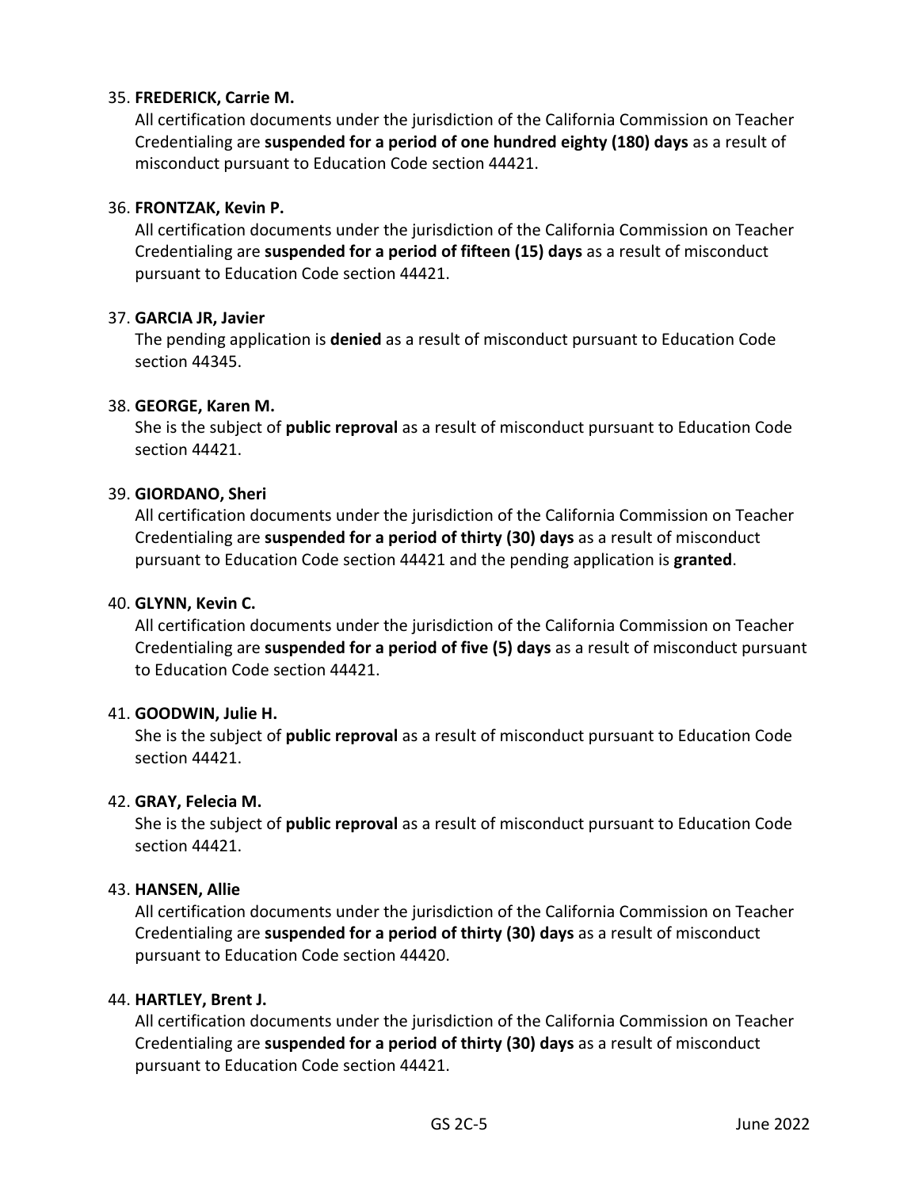35. **FREDERICK, Carrie M.**
    All certification documents under the jurisdiction of the California Commission on Teacher Credentialing are **suspended for a period of one hundred eighty (180) days** as a result of misconduct pursuant to Education Code section 44421.

36. **FRONTZAK, Kevin P.**
    All certification documents under the jurisdiction of the California Commission on Teacher Credentialing are **suspended for a period of fifteen (15) days** as a result of misconduct pursuant to Education Code section 44421.

37. **GARCIA JR, Javier**
    The pending application is **denied** as a result of misconduct pursuant to Education Code section 44345.

38. **GEORGE, Karen M.**
    She is the subject of **public reproval** as a result of misconduct pursuant to Education Code section 44421.

39. **GIORDANO, Sheri**
    All certification documents under the jurisdiction of the California Commission on Teacher Credentialing are **suspended for a period of thirty (30) days** as a result of misconduct pursuant to Education Code section 44421 and the pending application is **granted**.

40. **GLYNN, Kevin C.**
    All certification documents under the jurisdiction of the California Commission on Teacher Credentialing are **suspended for a period of five (5) days** as a result of misconduct pursuant to Education Code section 44421.

41. **GOODWIN, Julie H.**
    She is the subject of **public reproval** as a result of misconduct pursuant to Education Code section 44421.

42. **GRAY, Felecia M.**
    She is the subject of **public reproval** as a result of misconduct pursuant to Education Code section 44421.

43. **HANSEN, Allie**
    All certification documents under the jurisdiction of the California Commission on Teacher Credentialing are **suspended for a period of thirty (30) days** as a result of misconduct pursuant to Education Code section 44420.

44. **HARTLEY, Brent J.**
    All certification documents under the jurisdiction of the California Commission on Teacher Credentialing are **suspended for a period of thirty (30) days** as a result of misconduct pursuant to Education Code section 44421.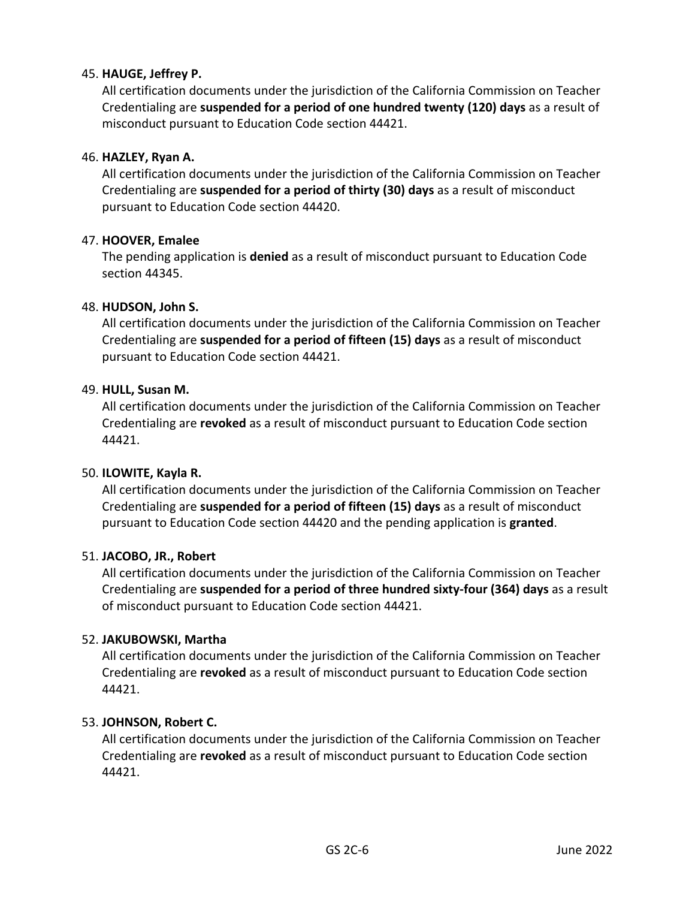45. **HAUGE, Jeffrey P.**
    All certification documents under the jurisdiction of the California Commission on Teacher Credentialing are **suspended for a period of one hundred twenty (120) days** as a result of misconduct pursuant to Education Code section 44421.

46. **HAZLEY, Ryan A.**
    All certification documents under the jurisdiction of the California Commission on Teacher Credentialing are **suspended for a period of thirty (30) days** as a result of misconduct pursuant to Education Code section 44420.

47. **HOOVER, Emalee**
    The pending application is **denied** as a result of misconduct pursuant to Education Code section 44345.

48. **HUDSON, John S.**
    All certification documents under the jurisdiction of the California Commission on Teacher Credentialing are **suspended for a period of fifteen (15) days** as a result of misconduct pursuant to Education Code section 44421.

49. **HULL, Susan M.**
    All certification documents under the jurisdiction of the California Commission on Teacher Credentialing are **revoked** as a result of misconduct pursuant to Education Code section 44421.

50. **ILOWITE, Kayla R.**
    All certification documents under the jurisdiction of the California Commission on Teacher Credentialing are **suspended for a period of fifteen (15) days** as a result of misconduct pursuant to Education Code section 44420 and the pending application is **granted**.

51. **JACOBO, JR., Robert**
    All certification documents under the jurisdiction of the California Commission on Teacher Credentialing are **suspended for a period of three hundred sixty-four (364) days** as a result of misconduct pursuant to Education Code section 44421.

52. **JAKUBOWSKI, Martha**
    All certification documents under the jurisdiction of the California Commission on Teacher Credentialing are **revoked** as a result of misconduct pursuant to Education Code section 44421.

53. **JOHNSON, Robert C.**
    All certification documents under the jurisdiction of the California Commission on Teacher Credentialing are **revoked** as a result of misconduct pursuant to Education Code section 44421.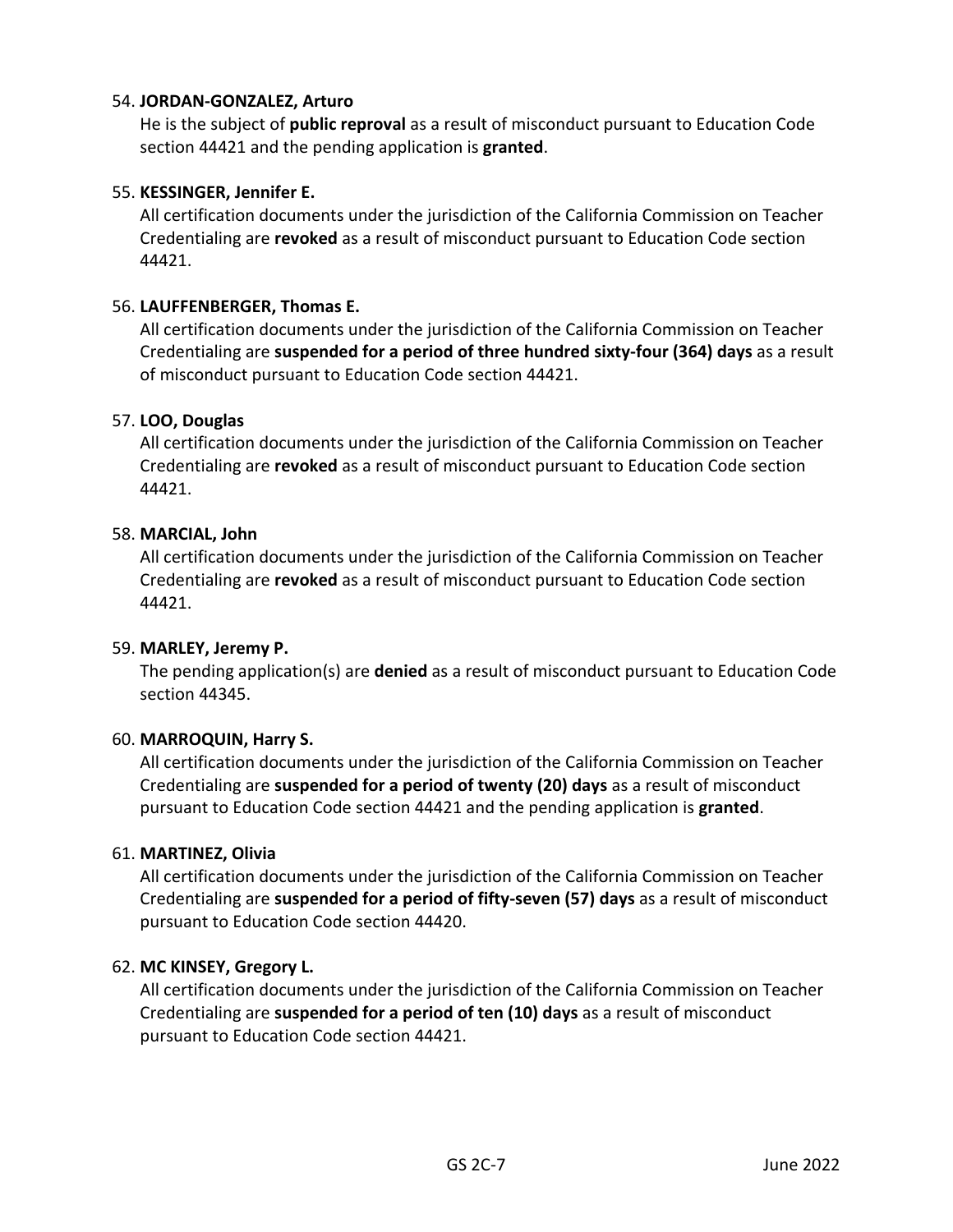54. **JORDAN-GONZALEZ, Arturo**
   He is the subject of **public reproval** as a result of misconduct pursuant to Education Code section 44421 and the pending application is **granted**.

55. **KESSINGER, Jennifer E.**
   All certification documents under the jurisdiction of the California Commission on Teacher Credentialing are **revoked** as a result of misconduct pursuant to Education Code section 44421.

56. **LAUFFENBERGER, Thomas E.**
   All certification documents under the jurisdiction of the California Commission on Teacher Credentialing are **suspended for a period of three hundred sixty-four (364) days** as a result of misconduct pursuant to Education Code section 44421.

57. **LOO, Douglas**
   All certification documents under the jurisdiction of the California Commission on Teacher Credentialing are **revoked** as a result of misconduct pursuant to Education Code section 44421.

58. **MARCIAL, John**
   All certification documents under the jurisdiction of the California Commission on Teacher Credentialing are **revoked** as a result of misconduct pursuant to Education Code section 44421.

59. **MARLEY, Jeremy P.**
   The pending application(s) are **denied** as a result of misconduct pursuant to Education Code section 44345.

60. **MARROQUIN, Harry S.**
   All certification documents under the jurisdiction of the California Commission on Teacher Credentialing are **suspended for a period of twenty (20) days** as a result of misconduct pursuant to Education Code section 44421 and the pending application is **granted**.

61. **MARTINEZ, Olivia**
   All certification documents under the jurisdiction of the California Commission on Teacher Credentialing are **suspended for a period of fifty-seven (57) days** as a result of misconduct pursuant to Education Code section 44420.

62. **MC KINSEY, Gregory L.**
   All certification documents under the jurisdiction of the California Commission on Teacher Credentialing are **suspended for a period of ten (10) days** as a result of misconduct pursuant to Education Code section 44421.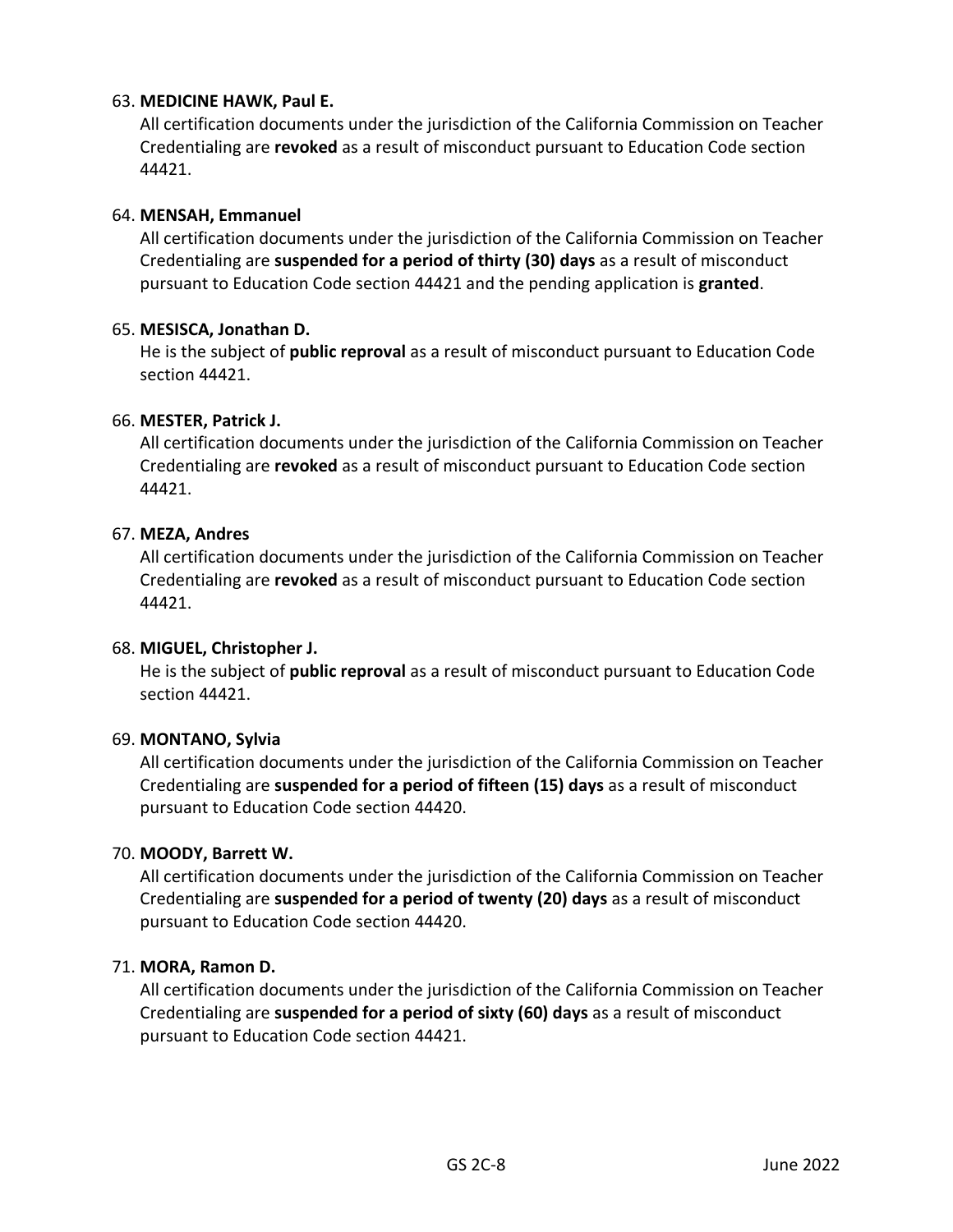63. **MEDICINE HAWK, Paul E.**
    All certification documents under the jurisdiction of the California Commission on Teacher Credentialing are **revoked** as a result of misconduct pursuant to Education Code section 44421.

64. **MENSAH, Emmanuel**
    All certification documents under the jurisdiction of the California Commission on Teacher Credentialing are **suspended for a period of thirty (30) days** as a result of misconduct pursuant to Education Code section 44421 and the pending application is **granted**.

65. **MESISCA, Jonathan D.**
    He is the subject of **public reproval** as a result of misconduct pursuant to Education Code section 44421.

66. **MESTER, Patrick J.**
    All certification documents under the jurisdiction of the California Commission on Teacher Credentialing are **revoked** as a result of misconduct pursuant to Education Code section 44421.

67. **MEZA, Andres**
    All certification documents under the jurisdiction of the California Commission on Teacher Credentialing are **revoked** as a result of misconduct pursuant to Education Code section 44421.

68. **MIGUEL, Christopher J.**
    He is the subject of **public reproval** as a result of misconduct pursuant to Education Code section 44421.

69. **MONTANO, Sylvia**
    All certification documents under the jurisdiction of the California Commission on Teacher Credentialing are **suspended for a period of fifteen (15) days** as a result of misconduct pursuant to Education Code section 44420.

70. **MOODY, Barrett W.**
    All certification documents under the jurisdiction of the California Commission on Teacher Credentialing are **suspended for a period of twenty (20) days** as a result of misconduct pursuant to Education Code section 44420.

71. **MORA, Ramon D.**
    All certification documents under the jurisdiction of the California Commission on Teacher Credentialing are **suspended for a period of sixty (60) days** as a result of misconduct pursuant to Education Code section 44421.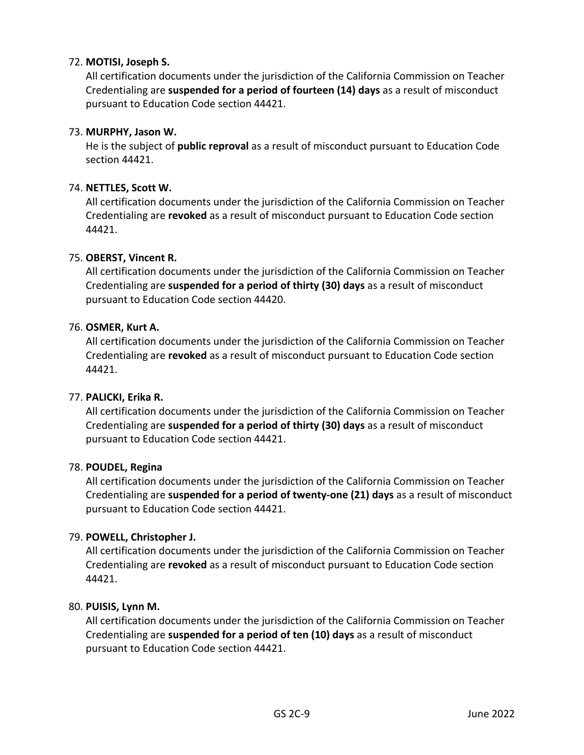72. **MOTISI, Joseph S.**
   All certification documents under the jurisdiction of the California Commission on Teacher Credentialing are **suspended for a period of fourteen (14) days** as a result of misconduct pursuant to Education Code section 44421.

73. **MURPHY, Jason W.**
   He is the subject of **public reproval** as a result of misconduct pursuant to Education Code section 44421.

74. **NETTLES, Scott W.**
   All certification documents under the jurisdiction of the California Commission on Teacher Credentialing are **revoked** as a result of misconduct pursuant to Education Code section 44421.

75. **OBERST, Vincent R.**
   All certification documents under the jurisdiction of the California Commission on Teacher Credentialing are **suspended for a period of thirty (30) days** as a result of misconduct pursuant to Education Code section 44420.

76. **OSMER, Kurt A.**
   All certification documents under the jurisdiction of the California Commission on Teacher Credentialing are **revoked** as a result of misconduct pursuant to Education Code section 44421.

77. **PALICKI, Erika R.**
   All certification documents under the jurisdiction of the California Commission on Teacher Credentialing are **suspended for a period of thirty (30) days** as a result of misconduct pursuant to Education Code section 44421.

78. **POUDEL, Regina**
   All certification documents under the jurisdiction of the California Commission on Teacher Credentialing are **suspended for a period of twenty-one (21) days** as a result of misconduct pursuant to Education Code section 44421.

79. **POWELL, Christopher J.**
   All certification documents under the jurisdiction of the California Commission on Teacher Credentialing are **revoked** as a result of misconduct pursuant to Education Code section 44421.

80. **PUISIS, Lynn M.**
   All certification documents under the jurisdiction of the California Commission on Teacher Credentialing are **suspended for a period of ten (10) days** as a result of misconduct pursuant to Education Code section 44421.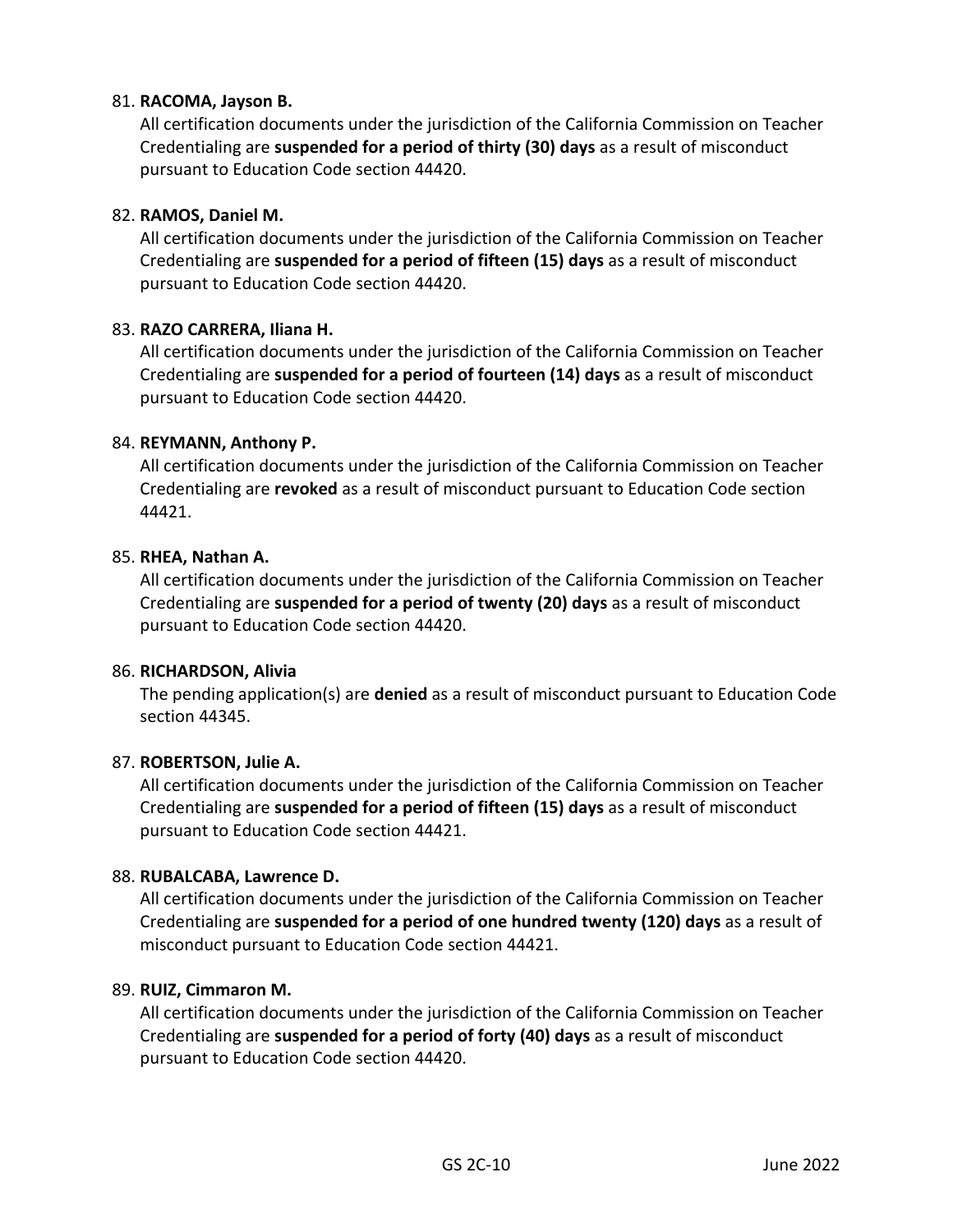81. **RACOMA, Jayson B.**
All certification documents under the jurisdiction of the California Commission on Teacher Credentialing are **suspended for a period of thirty (30) days** as a result of misconduct pursuant to Education Code section 44420.

82. **RAMOS, Daniel M.**
All certification documents under the jurisdiction of the California Commission on Teacher Credentialing are **suspended for a period of fifteen (15) days** as a result of misconduct pursuant to Education Code section 44420.

83. **RAZO CARRERA, Iliana H.**
All certification documents under the jurisdiction of the California Commission on Teacher Credentialing are **suspended for a period of fourteen (14) days** as a result of misconduct pursuant to Education Code section 44420.

84. **REYMANN, Anthony P.**
All certification documents under the jurisdiction of the California Commission on Teacher Credentialing are **revoked** as a result of misconduct pursuant to Education Code section 44421.

85. **RHEA, Nathan A.**
All certification documents under the jurisdiction of the California Commission on Teacher Credentialing are **suspended for a period of twenty (20) days** as a result of misconduct pursuant to Education Code section 44420.

86. **RICHARDSON, Alivia**
The pending application(s) are **denied** as a result of misconduct pursuant to Education Code section 44345.

87. **ROBERTSON, Julie A.**
All certification documents under the jurisdiction of the California Commission on Teacher Credentialing are **suspended for a period of fifteen (15) days** as a result of misconduct pursuant to Education Code section 44421.

88. **RUBALCABA, Lawrence D.**
All certification documents under the jurisdiction of the California Commission on Teacher Credentialing are **suspended for a period of one hundred twenty (120) days** as a result of misconduct pursuant to Education Code section 44421.

89. **RUIZ, Cimmaron M.**
All certification documents under the jurisdiction of the California Commission on Teacher Credentialing are **suspended for a period of forty (40) days** as a result of misconduct pursuant to Education Code section 44420.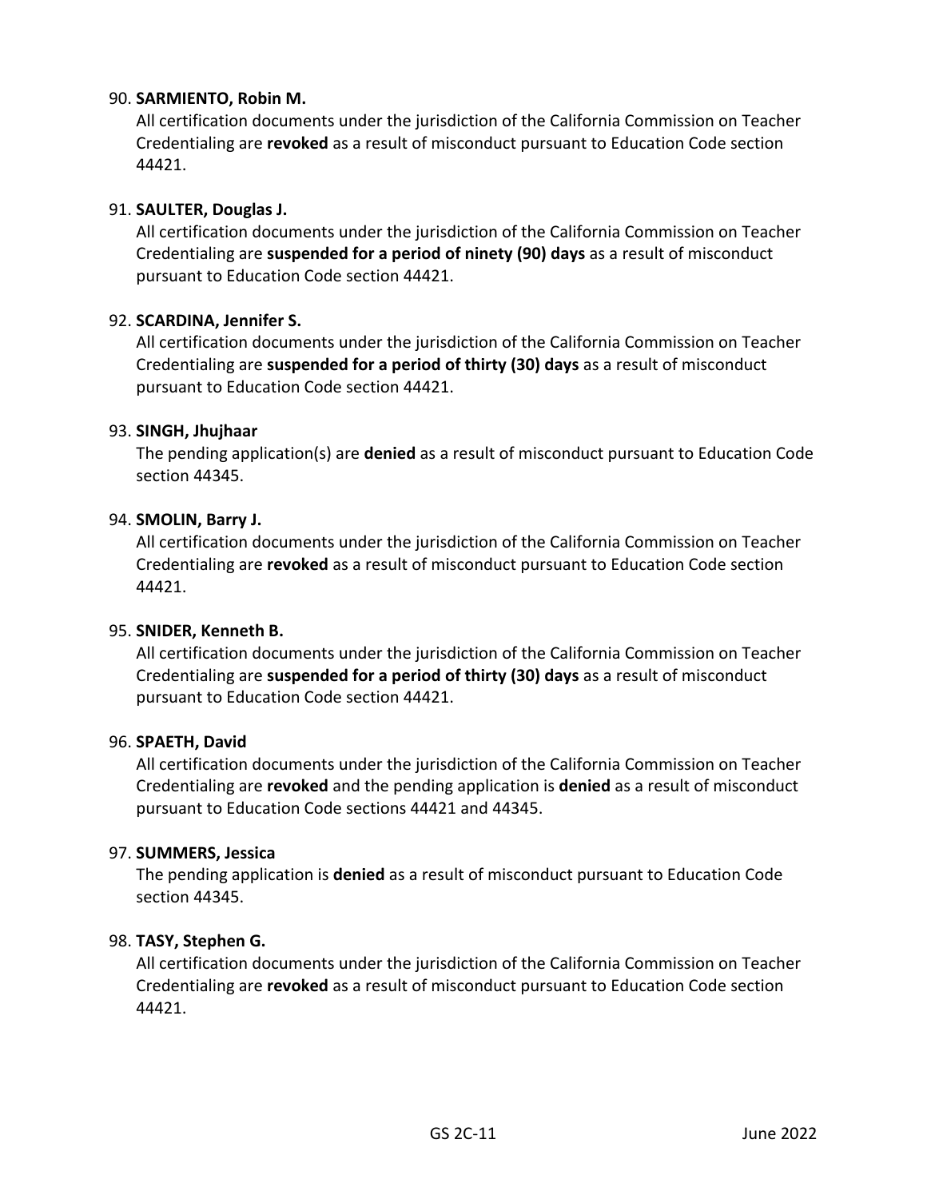90. **SARMIENTO, Robin M.**
   All certification documents under the jurisdiction of the California Commission on Teacher Credentialing are **revoked** as a result of misconduct pursuant to Education Code section 44421.

91. **SAULTER, Douglas J.**
   All certification documents under the jurisdiction of the California Commission on Teacher Credentialing are **suspended for a period of ninety (90) days** as a result of misconduct pursuant to Education Code section 44421.

92. **SCARDINA, Jennifer S.**
   All certification documents under the jurisdiction of the California Commission on Teacher Credentialing are **suspended for a period of thirty (30) days** as a result of misconduct pursuant to Education Code section 44421.

93. **SINGH, Jhujhaar**
   The pending application(s) are **denied** as a result of misconduct pursuant to Education Code section 44345.

94. **SMOLIN, Barry J.**
   All certification documents under the jurisdiction of the California Commission on Teacher Credentialing are **revoked** as a result of misconduct pursuant to Education Code section 44421.

95. **SNIDER, Kenneth B.**
   All certification documents under the jurisdiction of the California Commission on Teacher Credentialing are **suspended for a period of thirty (30) days** as a result of misconduct pursuant to Education Code section 44421.

96. **SPAETH, David**
   All certification documents under the jurisdiction of the California Commission on Teacher Credentialing are **revoked** and the pending application is **denied** as a result of misconduct pursuant to Education Code sections 44421 and 44345.

97. **SUMMERS, Jessica**
   The pending application is **denied** as a result of misconduct pursuant to Education Code section 44345.

98. **TASY, Stephen G.**
   All certification documents under the jurisdiction of the California Commission on Teacher Credentialing are **revoked** as a result of misconduct pursuant to Education Code section 44421.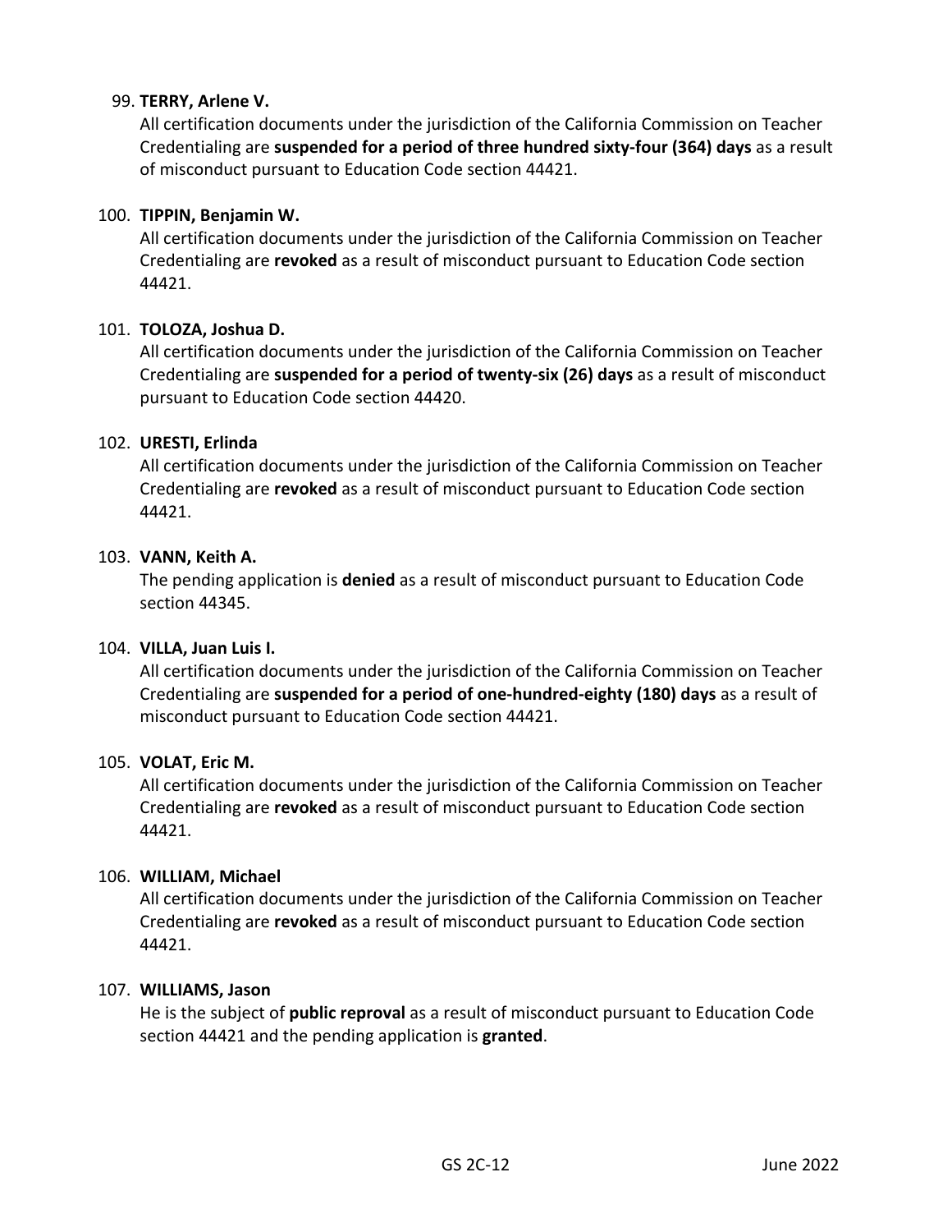99. **TERRY, Arlene V.**
    All certification documents under the jurisdiction of the California Commission on Teacher Credentialing are **suspended for a period of three hundred sixty-four (364) days** as a result of misconduct pursuant to Education Code section 44421.

100. **TIPPIN, Benjamin W.**
    All certification documents under the jurisdiction of the California Commission on Teacher Credentialing are **revoked** as a result of misconduct pursuant to Education Code section 44421.

101. **TOLOZA, Joshua D.**
    All certification documents under the jurisdiction of the California Commission on Teacher Credentialing are **suspended for a period of twenty-six (26) days** as a result of misconduct pursuant to Education Code section 44420.

102. **URESTI, Erlinda**
    All certification documents under the jurisdiction of the California Commission on Teacher Credentialing are **revoked** as a result of misconduct pursuant to Education Code section 44421.

103. **VANN, Keith A.**
    The pending application is **denied** as a result of misconduct pursuant to Education Code section 44345.

104. **VILLA, Juan Luis I.**
    All certification documents under the jurisdiction of the California Commission on Teacher Credentialing are **suspended for a period of one-hundred-eighty (180) days** as a result of misconduct pursuant to Education Code section 44421.

105. **VOLAT, Eric M.**
    All certification documents under the jurisdiction of the California Commission on Teacher Credentialing are **revoked** as a result of misconduct pursuant to Education Code section 44421.

106. **WILLIAM, Michael**
    All certification documents under the jurisdiction of the California Commission on Teacher Credentialing are **revoked** as a result of misconduct pursuant to Education Code section 44421.

107. **WILLIAMS, Jason**
    He is the subject of **public reproval** as a result of misconduct pursuant to Education Code section 44421 and the pending application is **granted**.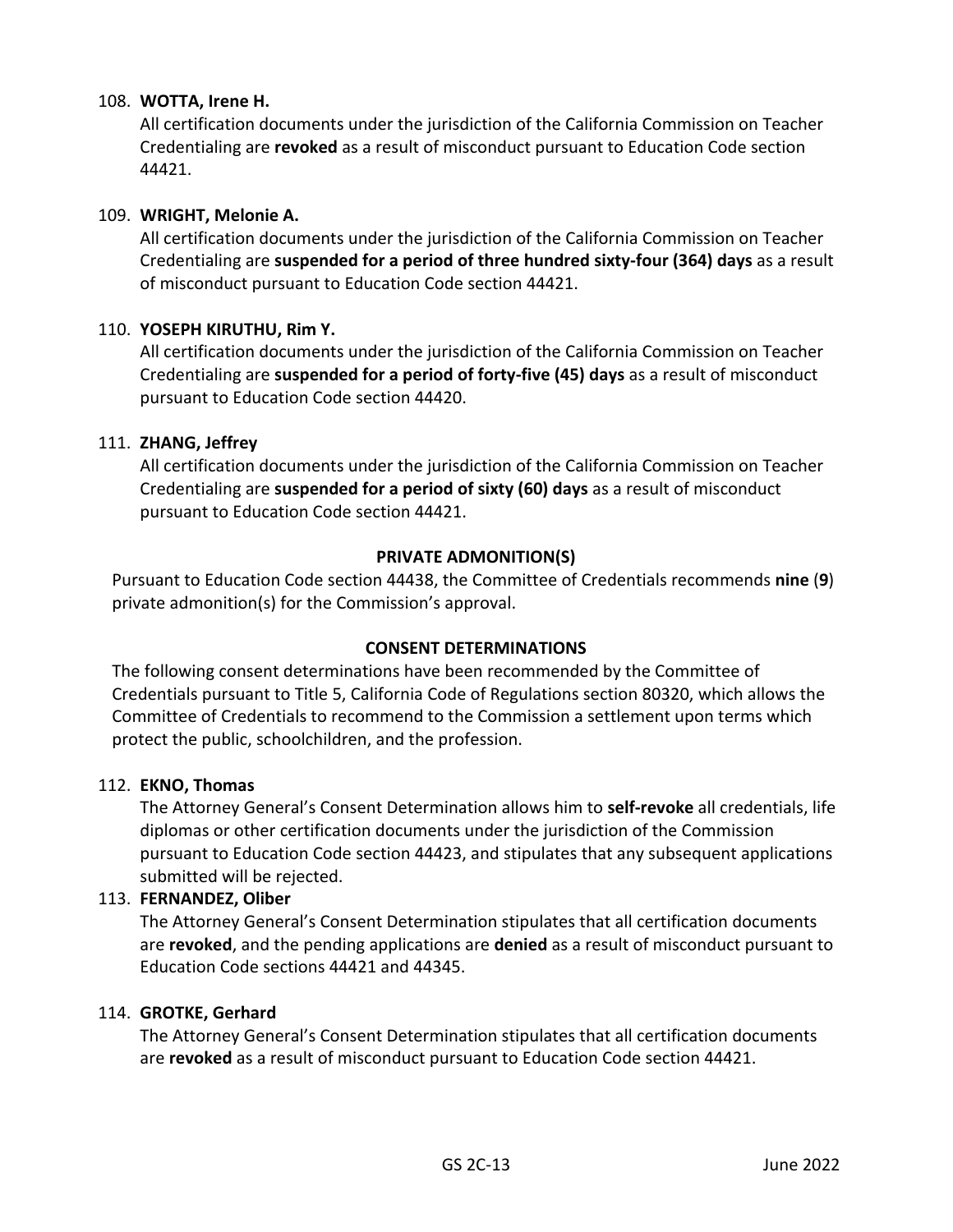108. **WOTTA, Irene H.**

All certification documents under the jurisdiction of the California Commission on Teacher Credentialing are **revoked** as a result of misconduct pursuant to Education Code section 44421.

109. **WRIGHT, Melonie A.**

All certification documents under the jurisdiction of the California Commission on Teacher Credentialing are **suspended for a period of three hundred sixty-four (364) days** as a result of misconduct pursuant to Education Code section 44421.

110. **YOSEPH KIRUTHU, Rim Y.**

All certification documents under the jurisdiction of the California Commission on Teacher Credentialing are **suspended for a period of forty-five (45) days** as a result of misconduct pursuant to Education Code section 44420.

111. **ZHANG, Jeffrey**

All certification documents under the jurisdiction of the California Commission on Teacher Credentialing are **suspended for a period of sixty (60) days** as a result of misconduct pursuant to Education Code section 44421.

**PRIVATE ADMONITION(S)**

Pursuant to Education Code section 44438, the Committee of Credentials recommends **nine** (**9**) private admonition(s) for the Commission's approval.

**CONSENT DETERMINATIONS**

The following consent determinations have been recommended by the Committee of Credentials pursuant to Title 5, California Code of Regulations section 80320, which allows the Committee of Credentials to recommend to the Commission a settlement upon terms which protect the public, schoolchildren, and the profession.

112. **EKNO, Thomas**

The Attorney General's Consent Determination allows him to **self-revoke** all credentials, life diplomas or other certification documents under the jurisdiction of the Commission pursuant to Education Code section 44423, and stipulates that any subsequent applications submitted will be rejected.

113. **FERNANDEZ, Oliber**

The Attorney General's Consent Determination stipulates that all certification documents are **revoked**, and the pending applications are **denied** as a result of misconduct pursuant to Education Code sections 44421 and 44345.

114. **GROTKE, Gerhard**

The Attorney General's Consent Determination stipulates that all certification documents are **revoked** as a result of misconduct pursuant to Education Code section 44421.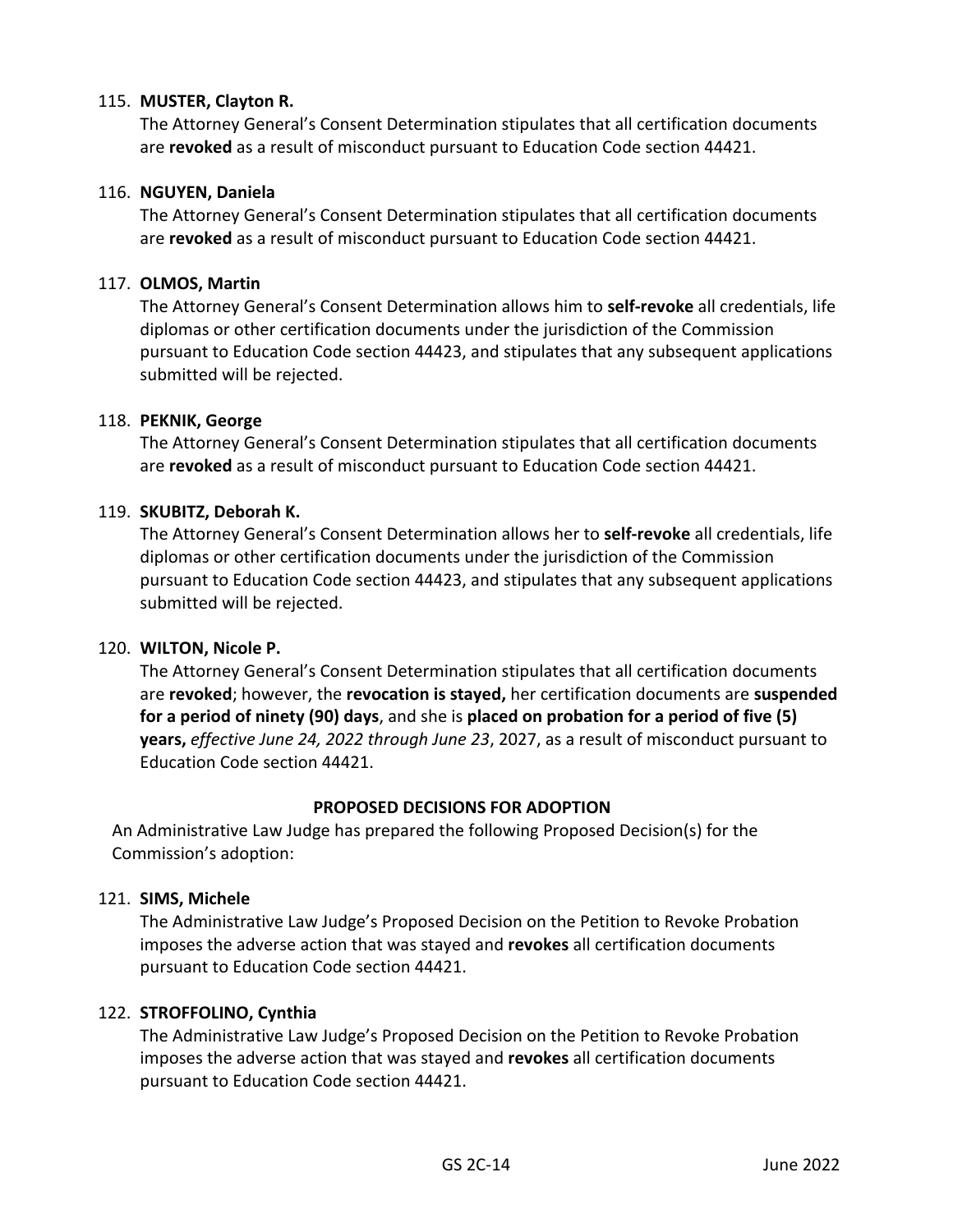115. **MUSTER, Clayton R.**
The Attorney General's Consent Determination stipulates that all certification documents are **revoked** as a result of misconduct pursuant to Education Code section 44421.

116. **NGUYEN, Daniela**
The Attorney General's Consent Determination stipulates that all certification documents are **revoked** as a result of misconduct pursuant to Education Code section 44421.

117. **OLMOS, Martin**
The Attorney General's Consent Determination allows him to **self-revoke** all credentials, life diplomas or other certification documents under the jurisdiction of the Commission pursuant to Education Code section 44423, and stipulates that any subsequent applications submitted will be rejected.

118. **PEKNIK, George**
The Attorney General's Consent Determination stipulates that all certification documents are **revoked** as a result of misconduct pursuant to Education Code section 44421.

119. **SKUBITZ, Deborah K.**
The Attorney General's Consent Determination allows her to **self-revoke** all credentials, life diplomas or other certification documents under the jurisdiction of the Commission pursuant to Education Code section 44423, and stipulates that any subsequent applications submitted will be rejected.

120. **WILTON, Nicole P.**
The Attorney General's Consent Determination stipulates that all certification documents are **revoked**; however, the **revocation is stayed,** her certification documents are **suspended for a period of ninety (90) days**, and she is **placed on probation for a period of five (5) years,** *effective June 24, 2022 through June 23*, 2027, as a result of misconduct pursuant to Education Code section 44421.

**PROPOSED DECISIONS FOR ADOPTION**

An Administrative Law Judge has prepared the following Proposed Decision(s) for the Commission's adoption:

121. **SIMS, Michele**
The Administrative Law Judge's Proposed Decision on the Petition to Revoke Probation imposes the adverse action that was stayed and **revokes** all certification documents pursuant to Education Code section 44421.

122. **STROFFOLINO, Cynthia**
The Administrative Law Judge's Proposed Decision on the Petition to Revoke Probation imposes the adverse action that was stayed and **revokes** all certification documents pursuant to Education Code section 44421.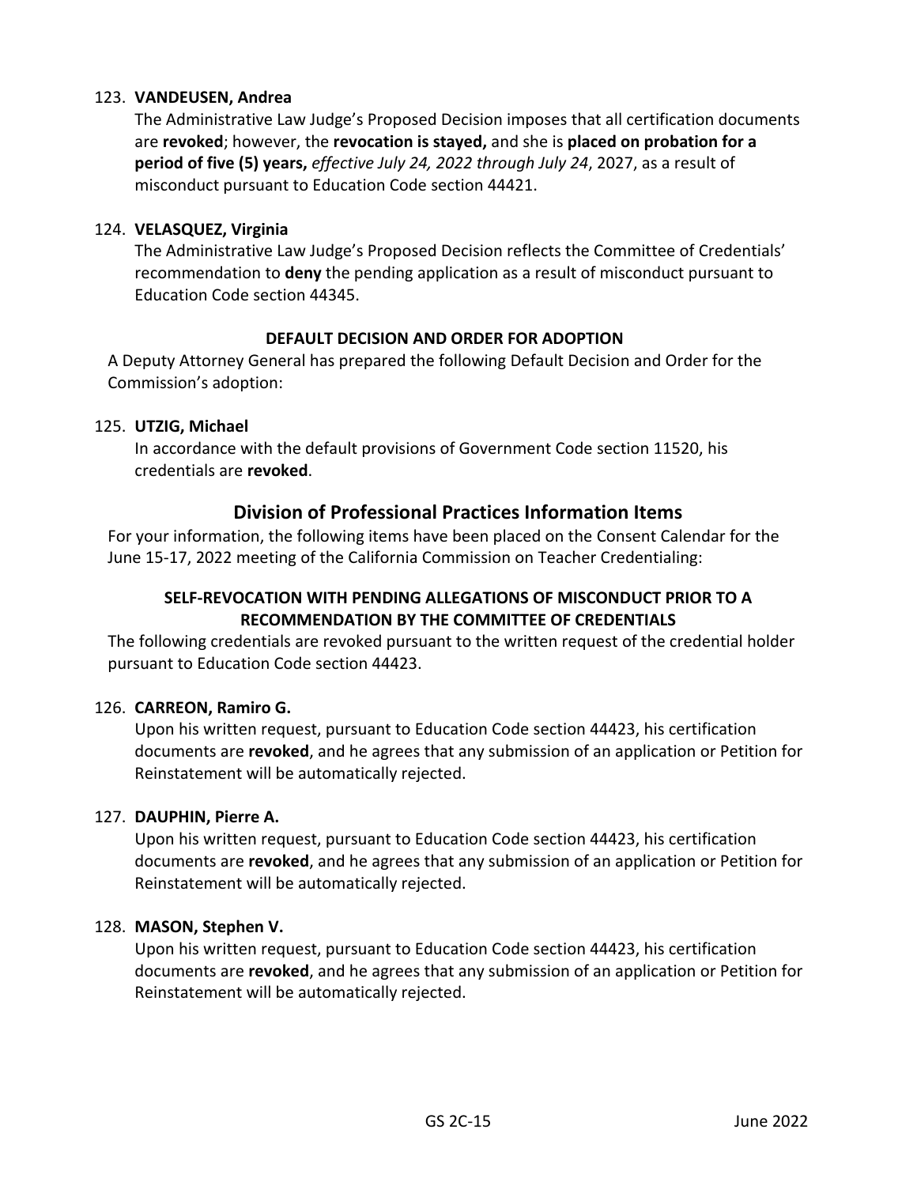123. **VANDEUSEN, Andrea**

The Administrative Law Judge's Proposed Decision imposes that all certification documents are **revoked**; however, the **revocation is stayed,** and she is **placed on probation for a period of five (5) years,** *effective July 24, 2022 through July 24*, 2027, as a result of misconduct pursuant to Education Code section 44421.

124. **VELASQUEZ, Virginia**

The Administrative Law Judge's Proposed Decision reflects the Committee of Credentials' recommendation to **deny** the pending application as a result of misconduct pursuant to Education Code section 44345.

#### DEFAULT DECISION AND ORDER FOR ADOPTION

A Deputy Attorney General has prepared the following Default Decision and Order for the Commission's adoption:

125. **UTZIG, Michael**

In accordance with the default provisions of Government Code section 11520, his credentials are **revoked**.

## Division of Professional Practices Information Items

For your information, the following items have been placed on the Consent Calendar for the June 15-17, 2022 meeting of the California Commission on Teacher Credentialing:

#### SELF-REVOCATION WITH PENDING ALLEGATIONS OF MISCONDUCT PRIOR TO A RECOMMENDATION BY THE COMMITTEE OF CREDENTIALS

The following credentials are revoked pursuant to the written request of the credential holder pursuant to Education Code section 44423.

126. **CARREON, Ramiro G.**

Upon his written request, pursuant to Education Code section 44423, his certification documents are **revoked**, and he agrees that any submission of an application or Petition for Reinstatement will be automatically rejected.

127. **DAUPHIN, Pierre A.**

Upon his written request, pursuant to Education Code section 44423, his certification documents are **revoked**, and he agrees that any submission of an application or Petition for Reinstatement will be automatically rejected.

128. **MASON, Stephen V.**

Upon his written request, pursuant to Education Code section 44423, his certification documents are **revoked**, and he agrees that any submission of an application or Petition for Reinstatement will be automatically rejected.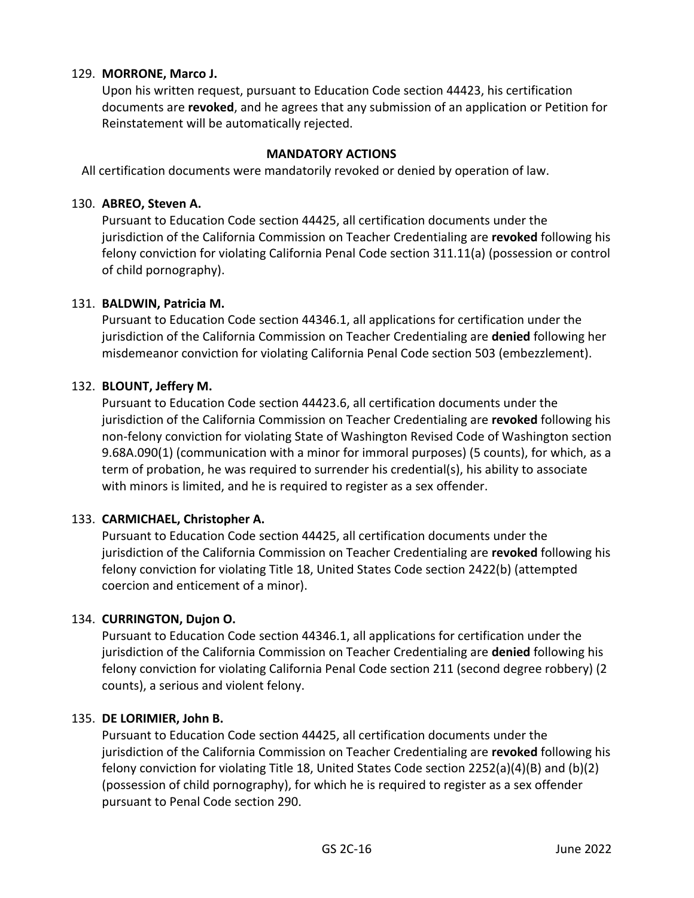129. **MORRONE, Marco J.**
Upon his written request, pursuant to Education Code section 44423, his certification documents are **revoked**, and he agrees that any submission of an application or Petition for Reinstatement will be automatically rejected.

## MANDATORY ACTIONS

All certification documents were mandatorily revoked or denied by operation of law.

130. **ABREO, Steven A.**
Pursuant to Education Code section 44425, all certification documents under the jurisdiction of the California Commission on Teacher Credentialing are **revoked** following his felony conviction for violating California Penal Code section 311.11(a) (possession or control of child pornography).

131. **BALDWIN, Patricia M.**
Pursuant to Education Code section 44346.1, all applications for certification under the jurisdiction of the California Commission on Teacher Credentialing are **denied** following her misdemeanor conviction for violating California Penal Code section 503 (embezzlement).

132. **BLOUNT, Jeffery M.**
Pursuant to Education Code section 44423.6, all certification documents under the jurisdiction of the California Commission on Teacher Credentialing are **revoked** following his non-felony conviction for violating State of Washington Revised Code of Washington section 9.68A.090(1) (communication with a minor for immoral purposes) (5 counts), for which, as a term of probation, he was required to surrender his credential(s), his ability to associate with minors is limited, and he is required to register as a sex offender.

133. **CARMICHAEL, Christopher A.**
Pursuant to Education Code section 44425, all certification documents under the jurisdiction of the California Commission on Teacher Credentialing are **revoked** following his felony conviction for violating Title 18, United States Code section 2422(b) (attempted coercion and enticement of a minor).

134. **CURRINGTON, Dujon O.**
Pursuant to Education Code section 44346.1, all applications for certification under the jurisdiction of the California Commission on Teacher Credentialing are **denied** following his felony conviction for violating California Penal Code section 211 (second degree robbery) (2 counts), a serious and violent felony.

135. **DE LORIMIER, John B.**
Pursuant to Education Code section 44425, all certification documents under the jurisdiction of the California Commission on Teacher Credentialing are **revoked** following his felony conviction for violating Title 18, United States Code section 2252(a)(4)(B) and (b)(2) (possession of child pornography), for which he is required to register as a sex offender pursuant to Penal Code section 290.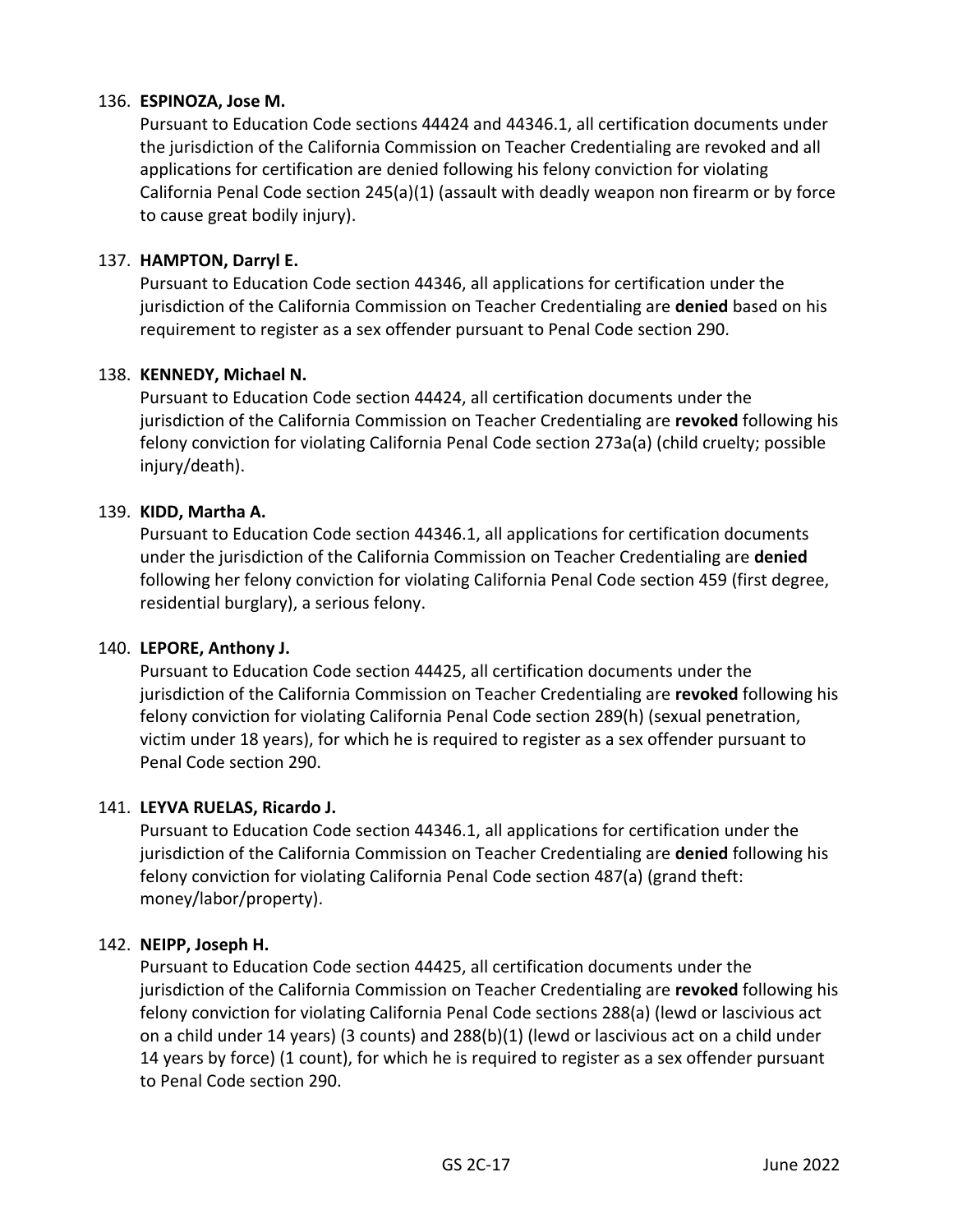136. **ESPINOZA, Jose M.**
Pursuant to Education Code sections 44424 and 44346.1, all certification documents under the jurisdiction of the California Commission on Teacher Credentialing are revoked and all applications for certification are denied following his felony conviction for violating California Penal Code section 245(a)(1) (assault with deadly weapon non firearm or by force to cause great bodily injury).

137. **HAMPTON, Darryl E.**
Pursuant to Education Code section 44346, all applications for certification under the jurisdiction of the California Commission on Teacher Credentialing are **denied** based on his requirement to register as a sex offender pursuant to Penal Code section 290.

138. **KENNEDY, Michael N.**
Pursuant to Education Code section 44424, all certification documents under the jurisdiction of the California Commission on Teacher Credentialing are **revoked** following his felony conviction for violating California Penal Code section 273a(a) (child cruelty; possible injury/death).

139. **KIDD, Martha A.**
Pursuant to Education Code section 44346.1, all applications for certification documents under the jurisdiction of the California Commission on Teacher Credentialing are **denied** following her felony conviction for violating California Penal Code section 459 (first degree, residential burglary), a serious felony.

140. **LEPORE, Anthony J.**
Pursuant to Education Code section 44425, all certification documents under the jurisdiction of the California Commission on Teacher Credentialing are **revoked** following his felony conviction for violating California Penal Code section 289(h) (sexual penetration, victim under 18 years), for which he is required to register as a sex offender pursuant to Penal Code section 290.

141. **LEYVA RUELAS, Ricardo J.**
Pursuant to Education Code section 44346.1, all applications for certification under the jurisdiction of the California Commission on Teacher Credentialing are **denied** following his felony conviction for violating California Penal Code section 487(a) (grand theft: money/labor/property).

142. **NEIPP, Joseph H.**
Pursuant to Education Code section 44425, all certification documents under the jurisdiction of the California Commission on Teacher Credentialing are **revoked** following his felony conviction for violating California Penal Code sections 288(a) (lewd or lascivious act on a child under 14 years) (3 counts) and 288(b)(1) (lewd or lascivious act on a child under 14 years by force) (1 count), for which he is required to register as a sex offender pursuant to Penal Code section 290.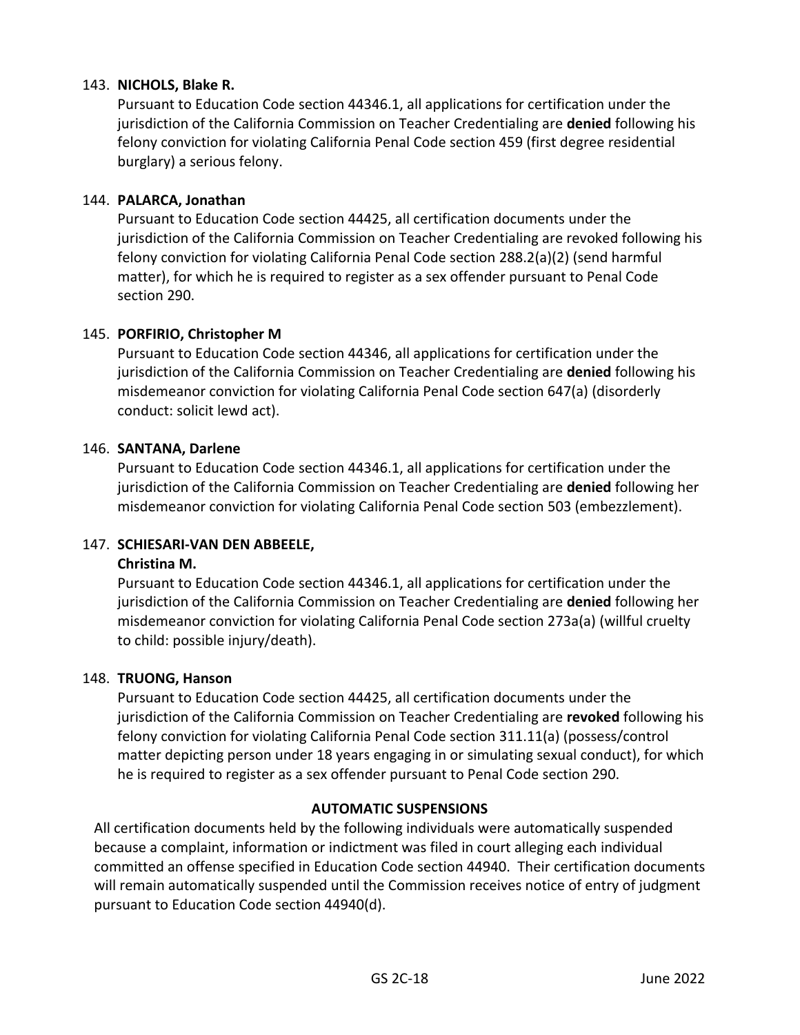143. **NICHOLS, Blake R.**
   Pursuant to Education Code section 44346.1, all applications for certification under the jurisdiction of the California Commission on Teacher Credentialing are **denied** following his felony conviction for violating California Penal Code section 459 (first degree residential burglary) a serious felony.

144. **PALARCA, Jonathan**
   Pursuant to Education Code section 44425, all certification documents under the jurisdiction of the California Commission on Teacher Credentialing are revoked following his felony conviction for violating California Penal Code section 288.2(a)(2) (send harmful matter), for which he is required to register as a sex offender pursuant to Penal Code section 290.

145. **PORFIRIO, Christopher M**
   Pursuant to Education Code section 44346, all applications for certification under the jurisdiction of the California Commission on Teacher Credentialing are **denied** following his misdemeanor conviction for violating California Penal Code section 647(a) (disorderly conduct: solicit lewd act).

146. **SANTANA, Darlene**
   Pursuant to Education Code section 44346.1, all applications for certification under the jurisdiction of the California Commission on Teacher Credentialing are **denied** following her misdemeanor conviction for violating California Penal Code section 503 (embezzlement).

147. **SCHIESARI-VAN DEN ABBEELE, Christina M.**
   Pursuant to Education Code section 44346.1, all applications for certification under the jurisdiction of the California Commission on Teacher Credentialing are **denied** following her misdemeanor conviction for violating California Penal Code section 273a(a) (willful cruelty to child: possible injury/death).

148. **TRUONG, Hanson**
   Pursuant to Education Code section 44425, all certification documents under the jurisdiction of the California Commission on Teacher Credentialing are **revoked** following his felony conviction for violating California Penal Code section 311.11(a) (possess/control matter depicting person under 18 years engaging in or simulating sexual conduct), for which he is required to register as a sex offender pursuant to Penal Code section 290.

## AUTOMATIC SUSPENSIONS

All certification documents held by the following individuals were automatically suspended because a complaint, information or indictment was filed in court alleging each individual committed an offense specified in Education Code section 44940. Their certification documents will remain automatically suspended until the Commission receives notice of entry of judgment pursuant to Education Code section 44940(d).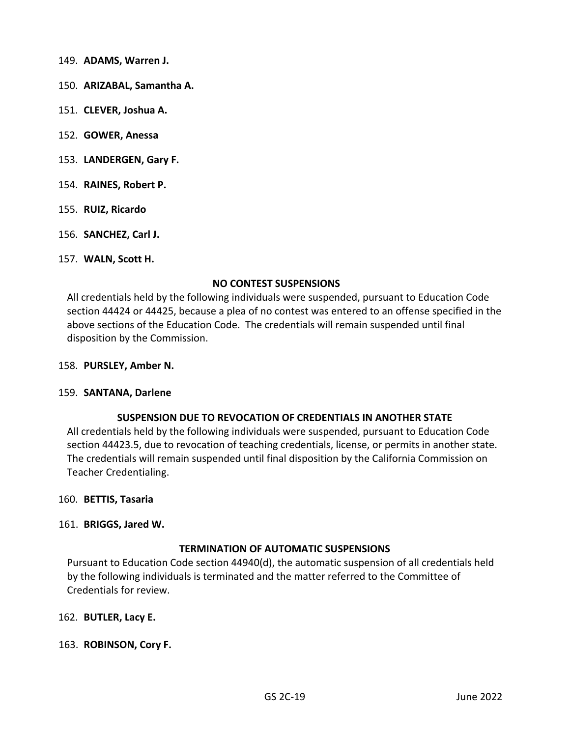149. **ADAMS, Warren J.**

150. **ARIZABAL, Samantha A.**

151. **CLEVER, Joshua A.**

152. **GOWER, Anessa**

153. **LANDERGEN, Gary F.**

154. **RAINES, Robert P.**

155. **RUIZ, Ricardo**

156. **SANCHEZ, Carl J.**

157. **WALN, Scott H.**

**NO CONTEST SUSPENSIONS**

All credentials held by the following individuals were suspended, pursuant to Education Code section 44424 or 44425, because a plea of no contest was entered to an offense specified in the above sections of the Education Code. The credentials will remain suspended until final disposition by the Commission.

158. **PURSLEY, Amber N.**

159. **SANTANA, Darlene**

**SUSPENSION DUE TO REVOCATION OF CREDENTIALS IN ANOTHER STATE**

All credentials held by the following individuals were suspended, pursuant to Education Code section 44423.5, due to revocation of teaching credentials, license, or permits in another state. The credentials will remain suspended until final disposition by the California Commission on Teacher Credentialing.

160. **BETTIS, Tasaria**

161. **BRIGGS, Jared W.**

**TERMINATION OF AUTOMATIC SUSPENSIONS**

Pursuant to Education Code section 44940(d), the automatic suspension of all credentials held by the following individuals is terminated and the matter referred to the Committee of Credentials for review.

162. **BUTLER, Lacy E.**

163. **ROBINSON, Cory F.**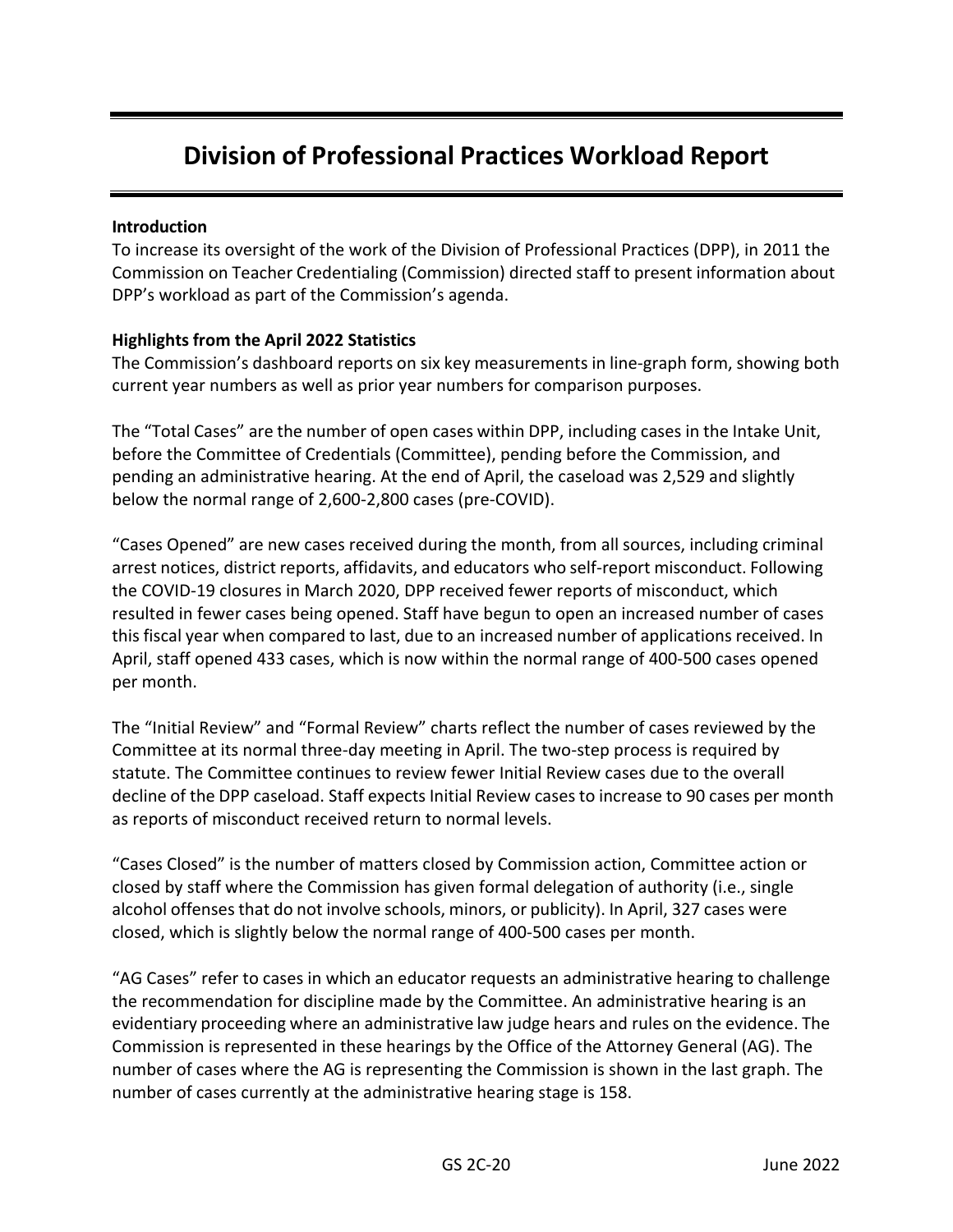# Division of Professional Practices Workload Report

**Introduction**

To increase its oversight of the work of the Division of Professional Practices (DPP), in 2011 the Commission on Teacher Credentialing (Commission) directed staff to present information about DPP's workload as part of the Commission's agenda.

**Highlights from the April 2022 Statistics**

The Commission's dashboard reports on six key measurements in line-graph form, showing both current year numbers as well as prior year numbers for comparison purposes.

The "Total Cases" are the number of open cases within DPP, including cases in the Intake Unit, before the Committee of Credentials (Committee), pending before the Commission, and pending an administrative hearing. At the end of April, the caseload was 2,529 and slightly below the normal range of 2,600-2,800 cases (pre-COVID).

"Cases Opened" are new cases received during the month, from all sources, including criminal arrest notices, district reports, affidavits, and educators who self-report misconduct. Following the COVID-19 closures in March 2020, DPP received fewer reports of misconduct, which resulted in fewer cases being opened. Staff have begun to open an increased number of cases this fiscal year when compared to last, due to an increased number of applications received. In April, staff opened 433 cases, which is now within the normal range of 400-500 cases opened per month.

The "Initial Review" and "Formal Review" charts reflect the number of cases reviewed by the Committee at its normal three-day meeting in April. The two-step process is required by statute. The Committee continues to review fewer Initial Review cases due to the overall decline of the DPP caseload. Staff expects Initial Review cases to increase to 90 cases per month as reports of misconduct received return to normal levels.

"Cases Closed" is the number of matters closed by Commission action, Committee action or closed by staff where the Commission has given formal delegation of authority (i.e., single alcohol offenses that do not involve schools, minors, or publicity). In April, 327 cases were closed, which is slightly below the normal range of 400-500 cases per month.

"AG Cases" refer to cases in which an educator requests an administrative hearing to challenge the recommendation for discipline made by the Committee. An administrative hearing is an evidentiary proceeding where an administrative law judge hears and rules on the evidence. The Commission is represented in these hearings by the Office of the Attorney General (AG). The number of cases where the AG is representing the Commission is shown in the last graph. The number of cases currently at the administrative hearing stage is 158.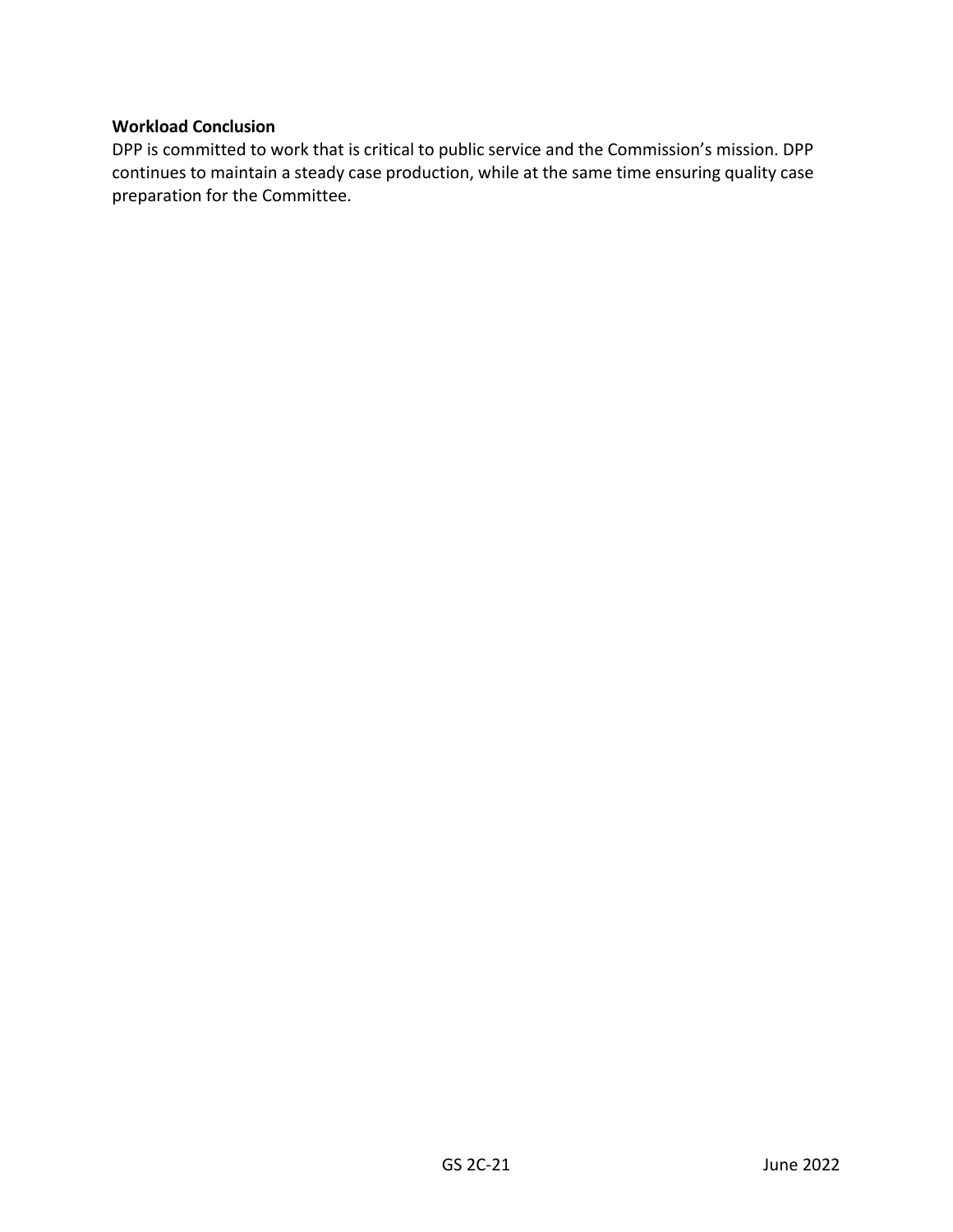**Workload Conclusion**

DPP is committed to work that is critical to public service and the Commission's mission. DPP continues to maintain a steady case production, while at the same time ensuring quality case preparation for the Committee.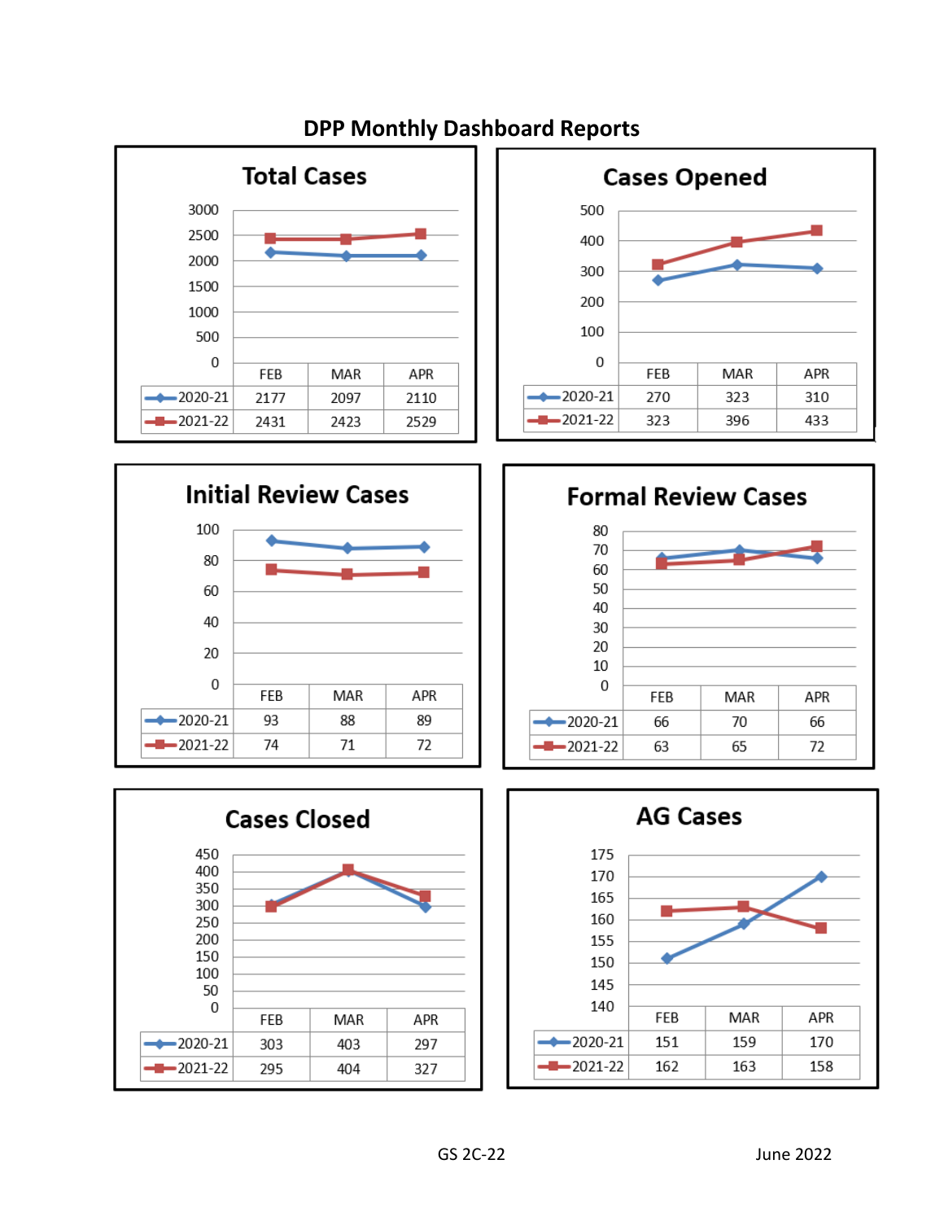# DPP Monthly Dashboard Reports

## Total Cases

| | FEB | MAR | APR |
|---|---|---|---|
| 2020-21 | 2177 | 2097 | 2110 |
| 2021-22 | 2431 | 2423 | 2529 |

## Cases Opened

| | FEB | MAR | APR |
|---|---|---|---|
| 2020-21 | 270 | 323 | 310 |
| 2021-22 | 323 | 396 | 433 |

## Initial Review Cases

| | FEB | MAR | APR |
|---|---|---|---|
| 2020-21 | 93 | 88 | 89 |
| 2021-22 | 74 | 71 | 72 |

## Formal Review Cases

| | FEB | MAR | APR |
|---|---|---|---|
| 2020-21 | 66 | 70 | 66 |
| 2021-22 | 63 | 65 | 72 |

## Cases Closed

| | FEB | MAR | APR |
|---|---|---|---|
| 2020-21 | 303 | 403 | 297 |
| 2021-22 | 295 | 404 | 327 |

## AG Cases

| | FEB | MAR | APR |
|---|---|---|---|
| 2020-21 | 151 | 159 | 170 |
| 2021-22 | 162 | 163 | 158 |

GS 2C-22 June 2022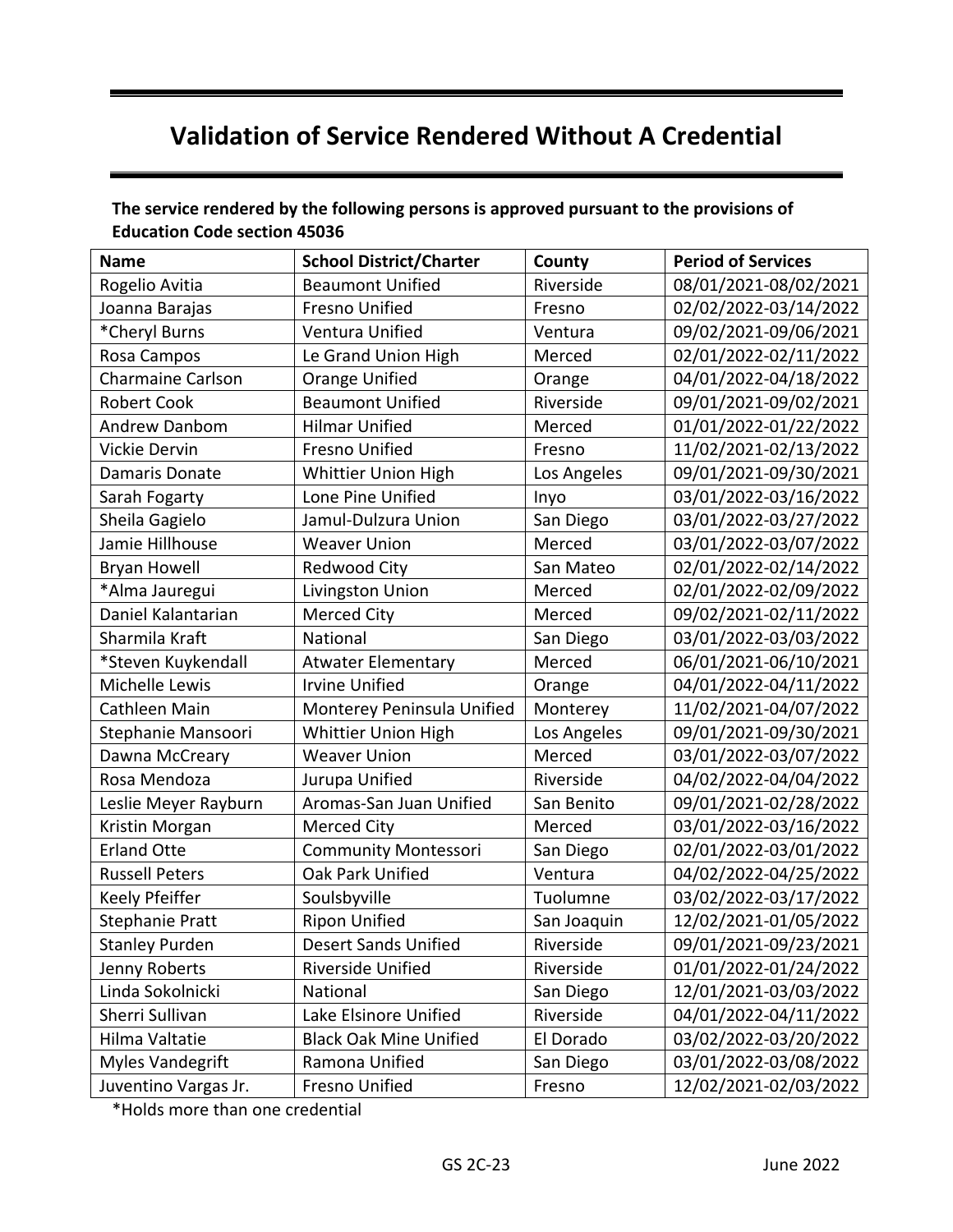# Validation of Service Rendered Without A Credential

**The service rendered by the following persons is approved pursuant to the provisions of Education Code section 45036**

| Name | School District/Charter | County | Period of Services |
|---|---|---|---|
| Rogelio Avitia | Beaumont Unified | Riverside | 08/01/2021-08/02/2021 |
| Joanna Barajas | Fresno Unified | Fresno | 02/02/2022-03/14/2022 |
| *Cheryl Burns | Ventura Unified | Ventura | 09/02/2021-09/06/2021 |
| Rosa Campos | Le Grand Union High | Merced | 02/01/2022-02/11/2022 |
| Charmaine Carlson | Orange Unified | Orange | 04/01/2022-04/18/2022 |
| Robert Cook | Beaumont Unified | Riverside | 09/01/2021-09/02/2021 |
| Andrew Danbom | Hilmar Unified | Merced | 01/01/2022-01/22/2022 |
| Vickie Dervin | Fresno Unified | Fresno | 11/02/2021-02/13/2022 |
| Damaris Donate | Whittier Union High | Los Angeles | 09/01/2021-09/30/2021 |
| Sarah Fogarty | Lone Pine Unified | Inyo | 03/01/2022-03/16/2022 |
| Sheila Gagielo | Jamul-Dulzura Union | San Diego | 03/01/2022-03/27/2022 |
| Jamie Hillhouse | Weaver Union | Merced | 03/01/2022-03/07/2022 |
| Bryan Howell | Redwood City | San Mateo | 02/01/2022-02/14/2022 |
| *Alma Jauregui | Livingston Union | Merced | 02/01/2022-02/09/2022 |
| Daniel Kalantarian | Merced City | Merced | 09/02/2021-02/11/2022 |
| Sharmila Kraft | National | San Diego | 03/01/2022-03/03/2022 |
| *Steven Kuykendall | Atwater Elementary | Merced | 06/01/2021-06/10/2021 |
| Michelle Lewis | Irvine Unified | Orange | 04/01/2022-04/11/2022 |
| Cathleen Main | Monterey Peninsula Unified | Monterey | 11/02/2021-04/07/2022 |
| Stephanie Mansoori | Whittier Union High | Los Angeles | 09/01/2021-09/30/2021 |
| Dawna McCreary | Weaver Union | Merced | 03/01/2022-03/07/2022 |
| Rosa Mendoza | Jurupa Unified | Riverside | 04/02/2022-04/04/2022 |
| Leslie Meyer Rayburn | Aromas-San Juan Unified | San Benito | 09/01/2021-02/28/2022 |
| Kristin Morgan | Merced City | Merced | 03/01/2022-03/16/2022 |
| Erland Otte | Community Montessori | San Diego | 02/01/2022-03/01/2022 |
| Russell Peters | Oak Park Unified | Ventura | 04/02/2022-04/25/2022 |
| Keely Pfeiffer | Soulsbyville | Tuolumne | 03/02/2022-03/17/2022 |
| Stephanie Pratt | Ripon Unified | San Joaquin | 12/02/2021-01/05/2022 |
| Stanley Purden | Desert Sands Unified | Riverside | 09/01/2021-09/23/2021 |
| Jenny Roberts | Riverside Unified | Riverside | 01/01/2022-01/24/2022 |
| Linda Sokolnicki | National | San Diego | 12/01/2021-03/03/2022 |
| Sherri Sullivan | Lake Elsinore Unified | Riverside | 04/01/2022-04/11/2022 |
| Hilma Valtatie | Black Oak Mine Unified | El Dorado | 03/02/2022-03/20/2022 |
| Myles Vandegrift | Ramona Unified | San Diego | 03/01/2022-03/08/2022 |
| Juventino Vargas Jr. | Fresno Unified | Fresno | 12/02/2021-02/03/2022 |

*Holds more than one credential

GS 2C-23 June 2022